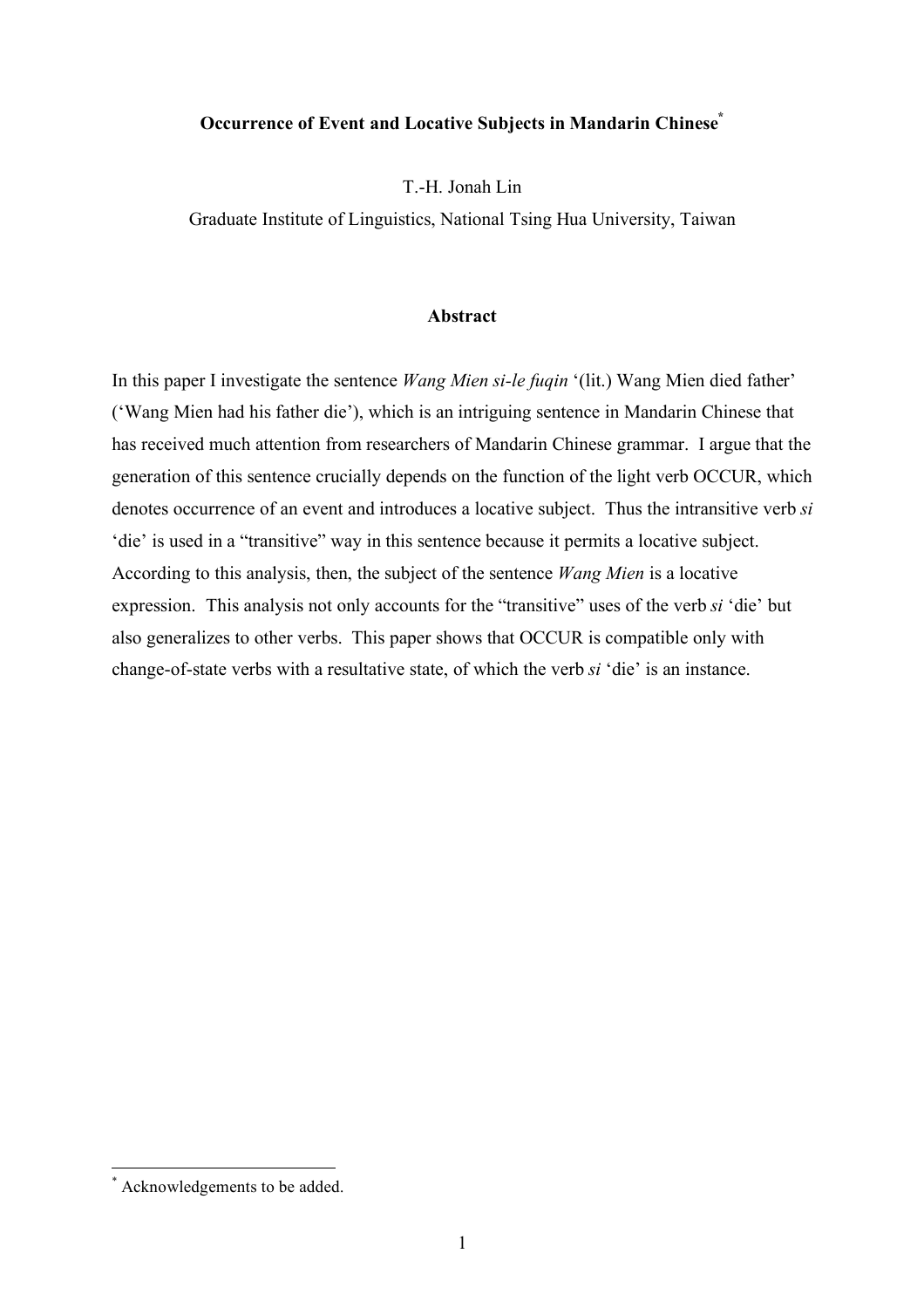# Occurrence of Event and Locative Subjects in Mandarin Chinese[*]

T.-H. Jonah Lin

Graduate Institute of Linguistics, National Tsing Hua University, Taiwan

## Abstract

In this paper I investigate the sentence *Wang Mien si-le fuqin* '(lit.) Wang Mien died father' ('Wang Mien had his father die'), which is an intriguing sentence in Mandarin Chinese that has received much attention from researchers of Mandarin Chinese grammar. I argue that the generation of this sentence crucially depends on the function of the light verb OCCUR, which denotes occurrence of an event and introduces a locative subject. Thus the intransitive verb *si* 'die' is used in a "transitive" way in this sentence because it permits a locative subject. According to this analysis, then, the subject of the sentence *Wang Mien* is a locative expression. This analysis not only accounts for the "transitive" uses of the verb *si* 'die' but also generalizes to other verbs. This paper shows that OCCUR is compatible only with change-of-state verbs with a resultative state, of which the verb *si* 'die' is an instance.

---

[*] Acknowledgements to be added.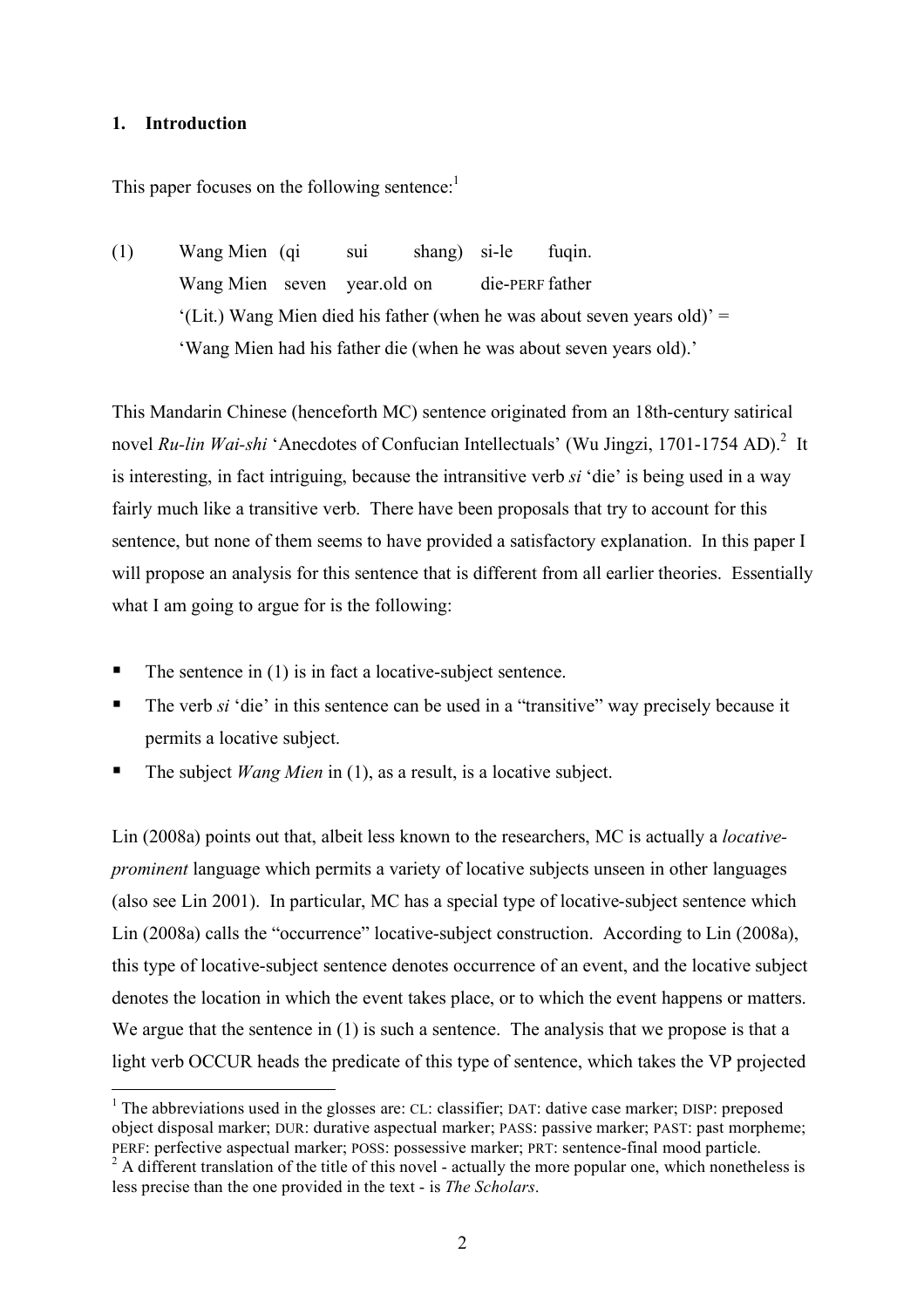## 1. Introduction

This paper focuses on the following sentence:[1]

(1) Wang Mien (qi sui shang) si-le fuqin.
Wang Mien seven year.old on die-PERF father
'(Lit.) Wang Mien died his father (when he was about seven years old)' =
'Wang Mien had his father die (when he was about seven years old).'

This Mandarin Chinese (henceforth MC) sentence originated from an 18th-century satirical novel *Ru-lin Wai-shi* 'Anecdotes of Confucian Intellectuals' (Wu Jingzi, 1701-1754 AD).[2] It is interesting, in fact intriguing, because the intransitive verb *si* 'die' is being used in a way fairly much like a transitive verb. There have been proposals that try to account for this sentence, but none of them seems to have provided a satisfactory explanation. In this paper I will propose an analysis for this sentence that is different from all earlier theories. Essentially what I am going to argue for is the following:

- The sentence in (1) is in fact a locative-subject sentence.
- The verb *si* 'die' in this sentence can be used in a "transitive" way precisely because it permits a locative subject.
- The subject *Wang Mien* in (1), as a result, is a locative subject.

Lin (2008a) points out that, albeit less known to the researchers, MC is actually a *locative-prominent* language which permits a variety of locative subjects unseen in other languages (also see Lin 2001). In particular, MC has a special type of locative-subject sentence which Lin (2008a) calls the "occurrence" locative-subject construction. According to Lin (2008a), this type of locative-subject sentence denotes occurrence of an event, and the locative subject denotes the location in which the event takes place, or to which the event happens or matters. We argue that the sentence in (1) is such a sentence. The analysis that we propose is that a light verb OCCUR heads the predicate of this type of sentence, which takes the VP projected

---

[1] The abbreviations used in the glosses are: CL: classifier; DAT: dative case marker; DISP: preposed object disposal marker; DUR: durative aspectual marker; PASS: passive marker; PAST: past morpheme; PERF: perfective aspectual marker; POSS: possessive marker; PRT: sentence-final mood particle.

[2] A different translation of the title of this novel - actually the more popular one, which nonetheless is less precise than the one provided in the text - is *The Scholars*.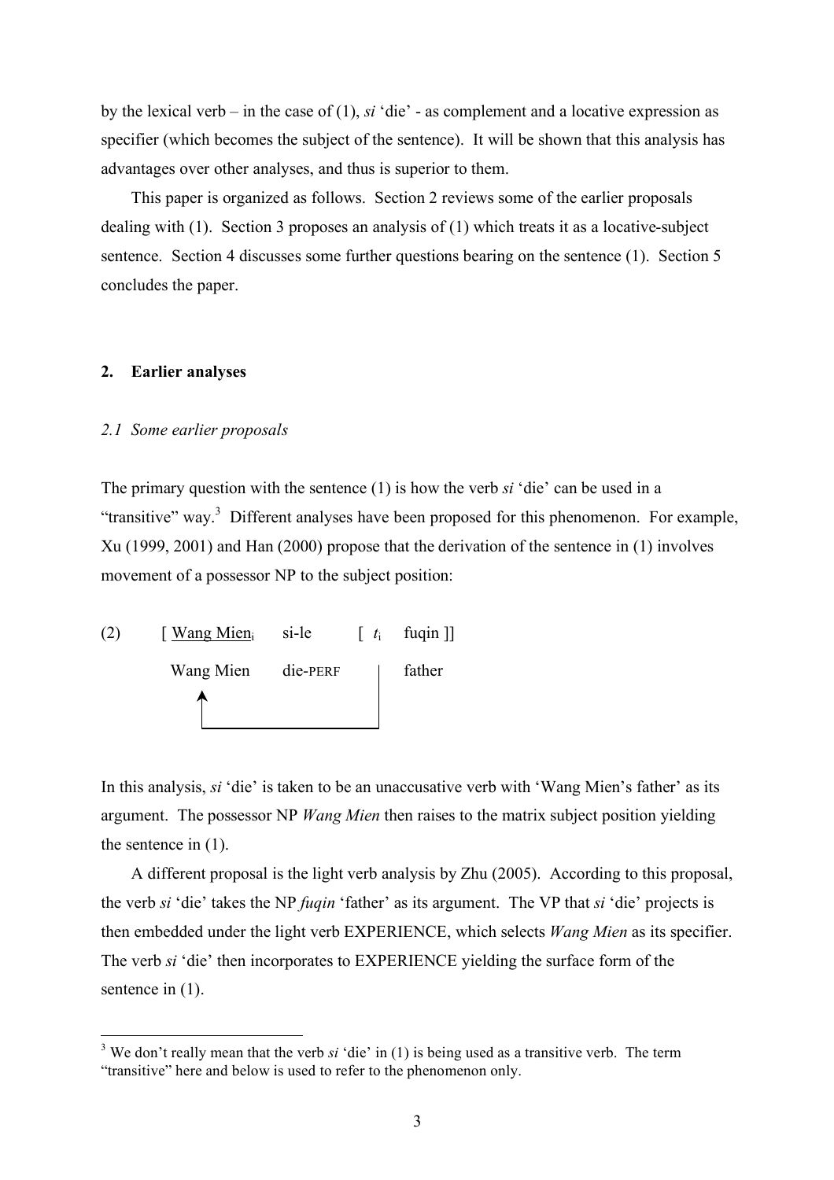by the lexical verb – in the case of (1), *si* 'die' - as complement and a locative expression as specifier (which becomes the subject of the sentence). It will be shown that this analysis has advantages over other analyses, and thus is superior to them.

This paper is organized as follows. Section 2 reviews some of the earlier proposals dealing with (1). Section 3 proposes an analysis of (1) which treats it as a locative-subject sentence. Section 4 discusses some further questions bearing on the sentence (1). Section 5 concludes the paper.

## 2. Earlier analyses

### *2.1 Some earlier proposals*

The primary question with the sentence (1) is how the verb *si* 'die' can be used in a "transitive" way.[3] Different analyses have been proposed for this phenomenon. For example, Xu (1999, 2001) and Han (2000) propose that the derivation of the sentence in (1) involves movement of a possessor NP to the subject position:

(2) [ Wang Mien$_i$ si-le [ $t_i$ fuqin ]]
Wang Mien die-PERF father

In this analysis, *si* 'die' is taken to be an unaccusative verb with 'Wang Mien's father' as its argument. The possessor NP *Wang Mien* then raises to the matrix subject position yielding the sentence in (1).

A different proposal is the light verb analysis by Zhu (2005). According to this proposal, the verb *si* 'die' takes the NP *fuqin* 'father' as its argument. The VP that *si* 'die' projects is then embedded under the light verb EXPERIENCE, which selects *Wang Mien* as its specifier. The verb *si* 'die' then incorporates to EXPERIENCE yielding the surface form of the sentence in (1).

[3] We don't really mean that the verb *si* 'die' in (1) is being used as a transitive verb. The term "transitive" here and below is used to refer to the phenomenon only.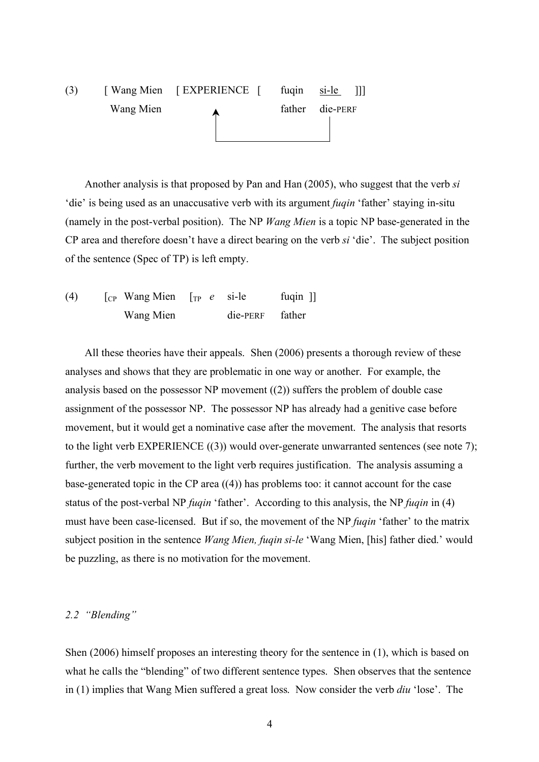(3) [ Wang Mien [ EXPERIENCE [ fuqin <u>si-le</u> ]]]
Wang Mien father die-PERF

Another analysis is that proposed by Pan and Han (2005), who suggest that the verb *si* 'die' is being used as an unaccusative verb with its argument *fuqin* 'father' staying in-situ (namely in the post-verbal position). The NP *Wang Mien* is a topic NP base-generated in the CP area and therefore doesn't have a direct bearing on the verb *si* 'die'. The subject position of the sentence (Spec of TP) is left empty.

(4) [$_{CP}$ Wang Mien [$_{TP}$ *e* si-le fuqin ]]
Wang Mien die-PERF father

All these theories have their appeals. Shen (2006) presents a thorough review of these analyses and shows that they are problematic in one way or another. For example, the analysis based on the possessor NP movement ((2)) suffers the problem of double case assignment of the possessor NP. The possessor NP has already had a genitive case before movement, but it would get a nominative case after the movement. The analysis that resorts to the light verb EXPERIENCE ((3)) would over-generate unwarranted sentences (see note 7); further, the verb movement to the light verb requires justification. The analysis assuming a base-generated topic in the CP area ((4)) has problems too: it cannot account for the case status of the post-verbal NP *fuqin* 'father'. According to this analysis, the NP *fuqin* in (4) must have been case-licensed. But if so, the movement of the NP *fuqin* 'father' to the matrix subject position in the sentence *Wang Mien, fuqin si-le* 'Wang Mien, [his] father died.' would be puzzling, as there is no motivation for the movement.

### *2.2 "Blending"*

Shen (2006) himself proposes an interesting theory for the sentence in (1), which is based on what he calls the "blending" of two different sentence types. Shen observes that the sentence in (1) implies that Wang Mien suffered a great loss. Now consider the verb *diu* 'lose'. The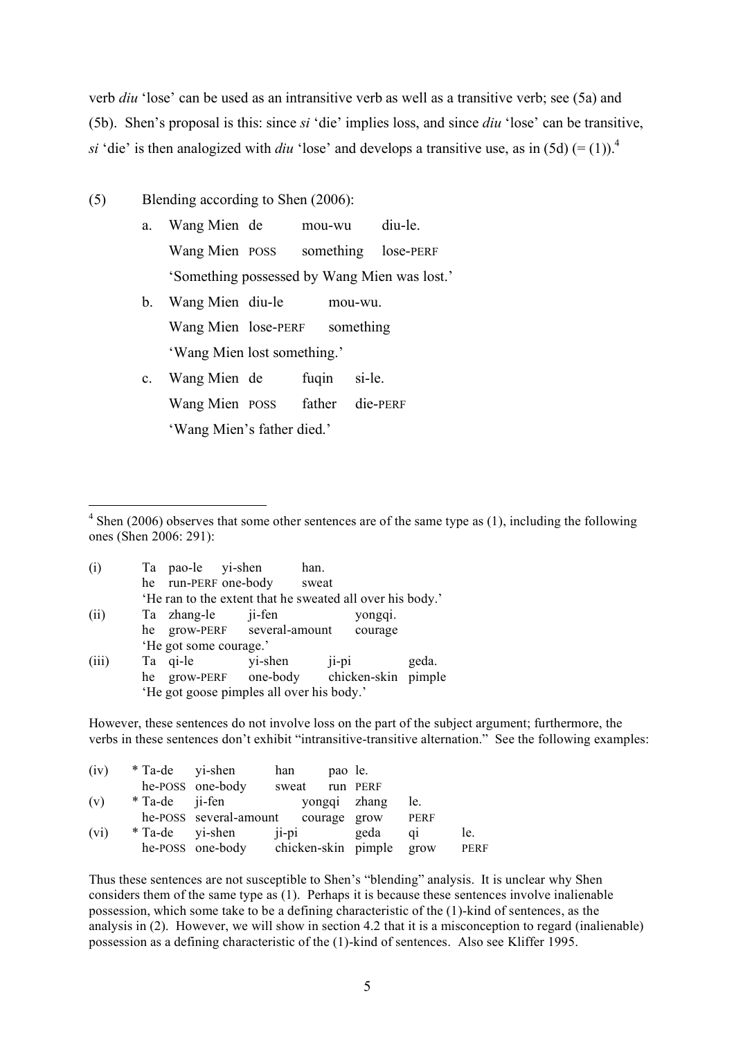verb *diu* 'lose' can be used as an intransitive verb as well as a transitive verb; see (5a) and (5b). Shen's proposal is this: since *si* 'die' implies loss, and since *diu* 'lose' can be transitive, *si* 'die' is then analogized with *diu* 'lose' and develops a transitive use, as in (5d) (= (1)).[4]

(5) Blending according to Shen (2006):

a. Wang Mien de mou-wu diu-le.
   Wang Mien POSS something lose-PERF
   'Something possessed by Wang Mien was lost.'

b. Wang Mien diu-le mou-wu.
   Wang Mien lose-PERF something
   'Wang Mien lost something.'

c. Wang Mien de fuqin si-le.
   Wang Mien POSS father die-PERF
   'Wang Mien's father died.'

---

[4] Shen (2006) observes that some other sentences are of the same type as (1), including the following ones (Shen 2006: 291):

(i) Ta pao-le yi-shen han.
    he run-PERF one-body sweat
    'He ran to the extent that he sweated all over his body.'

(ii) Ta zhang-le ji-fen yongqi.
     he grow-PERF several-amount courage
     'He got some courage.'

(iii) Ta qi-le yi-shen ji-pi geda.
      he grow-PERF one-body chicken-skin pimple
      'He got goose pimples all over his body.'

However, these sentences do not involve loss on the part of the subject argument; furthermore, the verbs in these sentences don't exhibit "intransitive-transitive alternation." See the following examples:

(iv) * Ta-de yi-shen han pao le.
       he-POSS one-body sweat run PERF

(v) * Ta-de ji-fen yongqi zhang le.
      he-POSS several-amount courage grow PERF

(vi) * Ta-de yi-shen ji-pi geda qi le.
       he-POSS one-body chicken-skin pimple grow PERF

Thus these sentences are not susceptible to Shen's "blending" analysis. It is unclear why Shen considers them of the same type as (1). Perhaps it is because these sentences involve inalienable possession, which some take to be a defining characteristic of the (1)-kind of sentences, as the analysis in (2). However, we will show in section 4.2 that it is a misconception to regard (inalienable) possession as a defining characteristic of the (1)-kind of sentences. Also see Kliffer 1995.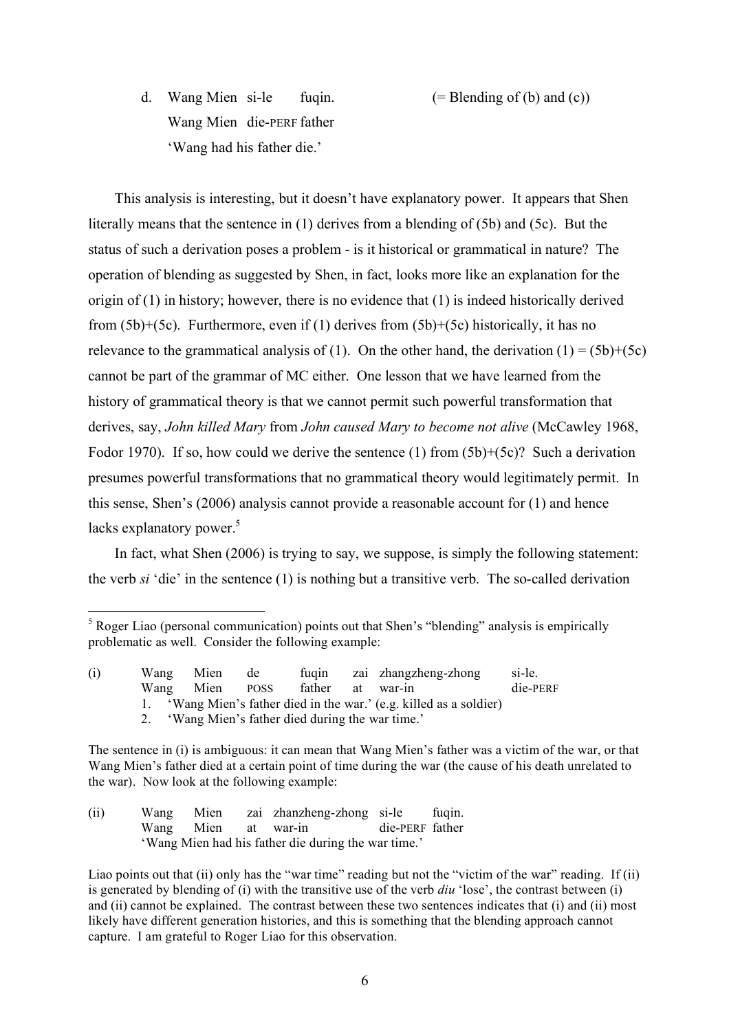d. Wang Mien si-le fuqin. (= Blending of (b) and (c))
   Wang Mien die-PERF father
   'Wang had his father die.'

This analysis is interesting, but it doesn't have explanatory power. It appears that Shen literally means that the sentence in (1) derives from a blending of (5b) and (5c). But the status of such a derivation poses a problem - is it historical or grammatical in nature? The operation of blending as suggested by Shen, in fact, looks more like an explanation for the origin of (1) in history; however, there is no evidence that (1) is indeed historically derived from (5b)+(5c). Furthermore, even if (1) derives from (5b)+(5c) historically, it has no relevance to the grammatical analysis of (1). On the other hand, the derivation (1) = (5b)+(5c) cannot be part of the grammar of MC either. One lesson that we have learned from the history of grammatical theory is that we cannot permit such powerful transformation that derives, say, *John killed Mary* from *John caused Mary to become not alive* (McCawley 1968, Fodor 1970). If so, how could we derive the sentence (1) from (5b)+(5c)? Such a derivation presumes powerful transformations that no grammatical theory would legitimately permit. In this sense, Shen's (2006) analysis cannot provide a reasonable account for (1) and hence lacks explanatory power.[5]

In fact, what Shen (2006) is trying to say, we suppose, is simply the following statement: the verb *si* 'die' in the sentence (1) is nothing but a transitive verb. The so-called derivation

---

[5] Roger Liao (personal communication) points out that Shen's "blending" analysis is empirically problematic as well. Consider the following example:

(i) Wang Mien de fuqin zai zhangzheng-zhong si-le.
    Wang Mien POSS father at war-in die-PERF
    1. 'Wang Mien's father died in the war.' (e.g. killed as a soldier)
    2. 'Wang Mien's father died during the war time.'

The sentence in (i) is ambiguous: it can mean that Wang Mien's father was a victim of the war, or that Wang Mien's father died at a certain point of time during the war (the cause of his death unrelated to the war). Now look at the following example:

(ii) Wang Mien zai zhanzheng-zhong si-le fuqin.
     Wang Mien at war-in die-PERF father
     'Wang Mien had his father die during the war time.'

Liao points out that (ii) only has the "war time" reading but not the "victim of the war" reading. If (ii) is generated by blending of (i) with the transitive use of the verb *diu* 'lose', the contrast between (i) and (ii) cannot be explained. The contrast between these two sentences indicates that (i) and (ii) most likely have different generation histories, and this is something that the blending approach cannot capture. I am grateful to Roger Liao for this observation.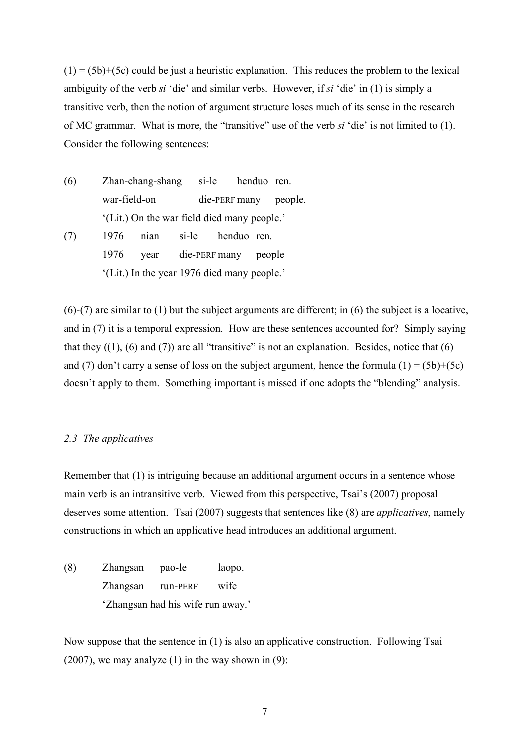(1) = (5b)+(5c) could be just a heuristic explanation. This reduces the problem to the lexical ambiguity of the verb *si* 'die' and similar verbs. However, if *si* 'die' in (1) is simply a transitive verb, then the notion of argument structure loses much of its sense in the research of MC grammar. What is more, the "transitive" use of the verb *si* 'die' is not limited to (1). Consider the following sentences:

(6) Zhan-chang-shang si-le henduo ren.
    war-field-on die-PERF many people.
    '(Lit.) On the war field died many people.'

(7) 1976 nian si-le henduo ren.
    1976 year die-PERF many people
    '(Lit.) In the year 1976 died many people.'

(6)-(7) are similar to (1) but the subject arguments are different; in (6) the subject is a locative, and in (7) it is a temporal expression. How are these sentences accounted for? Simply saying that they ((1), (6) and (7)) are all "transitive" is not an explanation. Besides, notice that (6) and (7) don't carry a sense of loss on the subject argument, hence the formula (1) = (5b)+(5c) doesn't apply to them. Something important is missed if one adopts the "blending" analysis.

### *2.3 The applicatives*

Remember that (1) is intriguing because an additional argument occurs in a sentence whose main verb is an intransitive verb. Viewed from this perspective, Tsai's (2007) proposal deserves some attention. Tsai (2007) suggests that sentences like (8) are *applicatives*, namely constructions in which an applicative head introduces an additional argument.

(8) Zhangsan pao-le laopo.
    Zhangsan run-PERF wife
    'Zhangsan had his wife run away.'

Now suppose that the sentence in (1) is also an applicative construction. Following Tsai (2007), we may analyze (1) in the way shown in (9):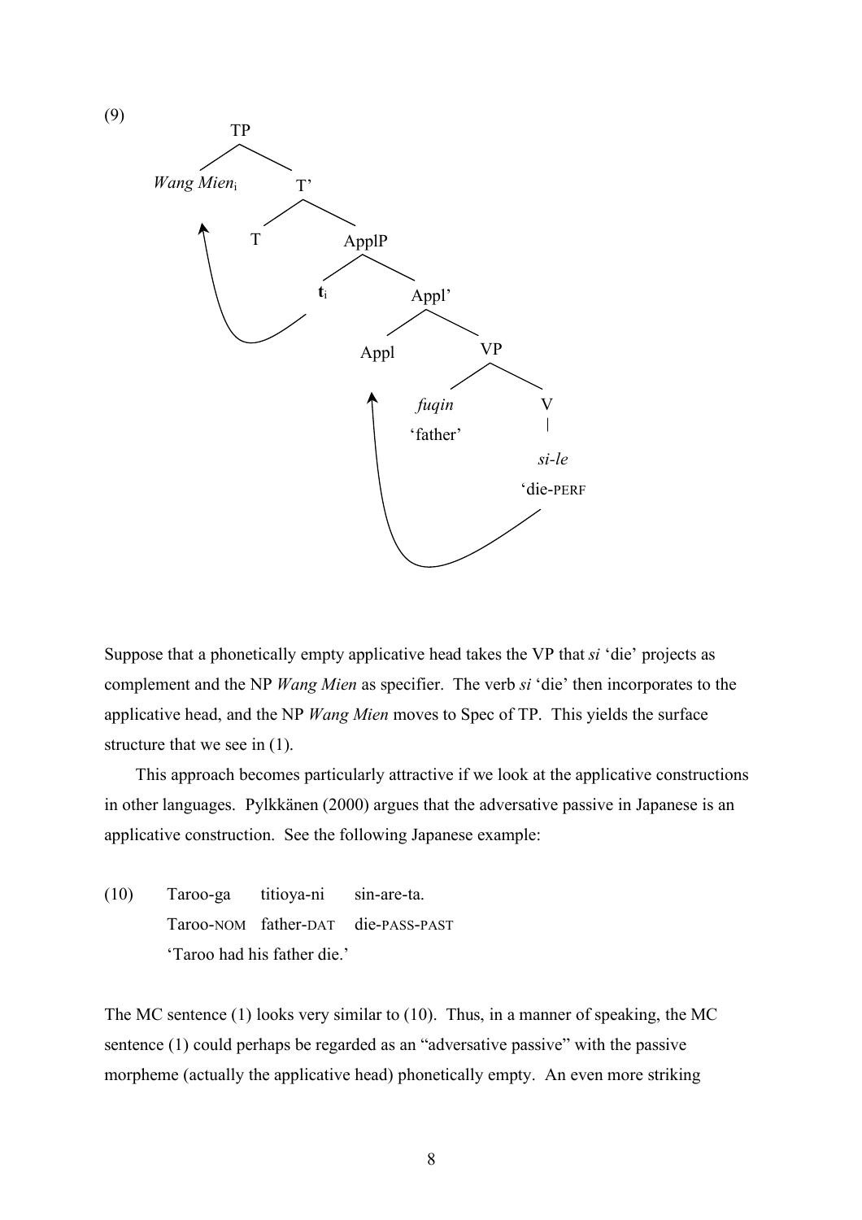(9)

```
TP
├── Wang Mien_i
└── T'
    ├── T
    └── ApplP
        ├── t_i
        └── Appl'
            ├── Appl
            └── VP
                ├── fuqin 'father'
                └── V
                    └── si-le 'die-PERF'
```

Suppose that a phonetically empty applicative head takes the VP that *si* 'die' projects as complement and the NP *Wang Mien* as specifier. The verb *si* 'die' then incorporates to the applicative head, and the NP *Wang Mien* moves to Spec of TP. This yields the surface structure that we see in (1).

This approach becomes particularly attractive if we look at the applicative constructions in other languages. Pylkkänen (2000) argues that the adversative passive in Japanese is an applicative construction. See the following Japanese example:

(10) Taroo-ga titioya-ni sin-are-ta.
Taroo-NOM father-DAT die-PASS-PAST
'Taroo had his father die.'

The MC sentence (1) looks very similar to (10). Thus, in a manner of speaking, the MC sentence (1) could perhaps be regarded as an "adversative passive" with the passive morpheme (actually the applicative head) phonetically empty. An even more striking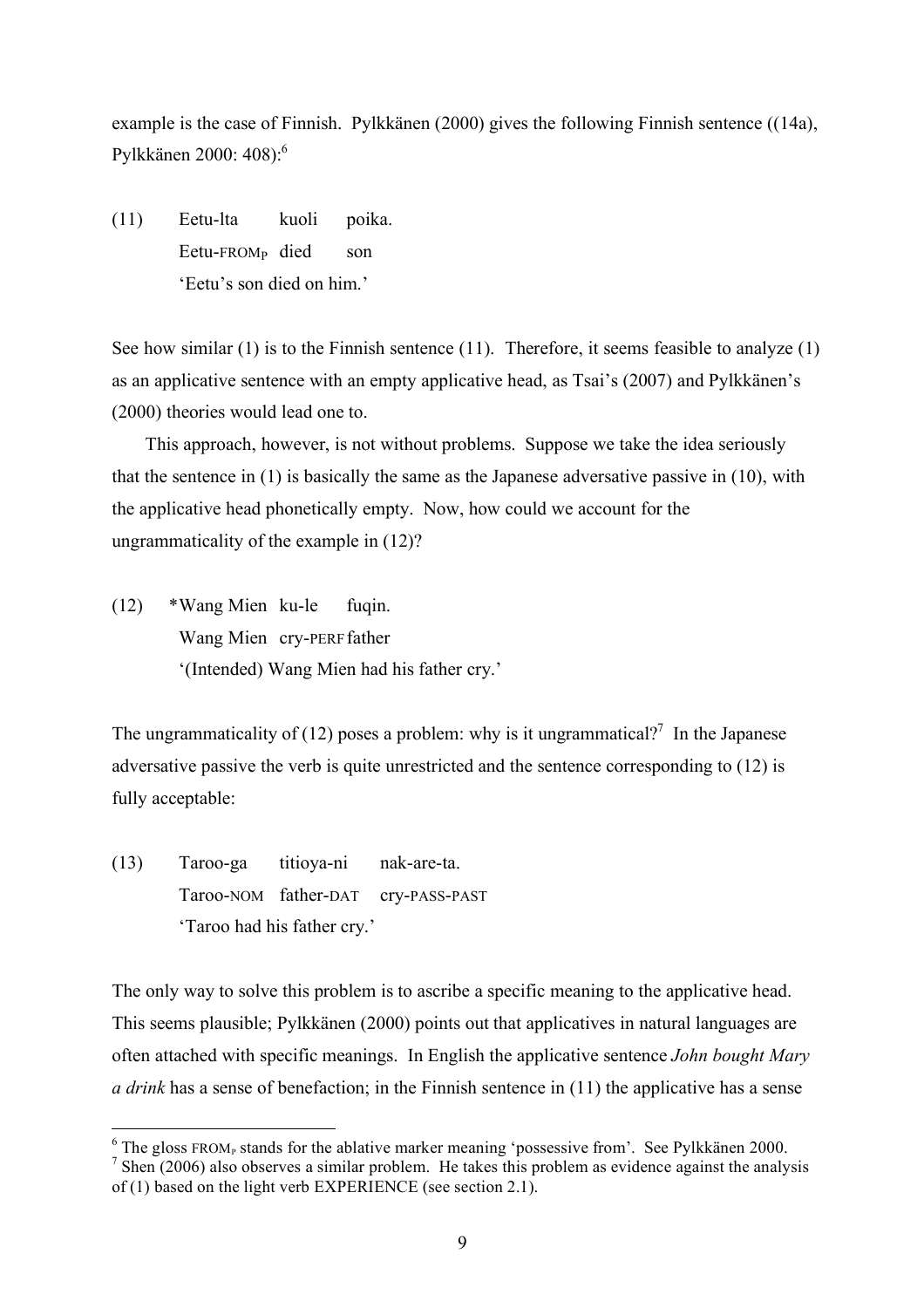example is the case of Finnish. Pylkkänen (2000) gives the following Finnish sentence ((14a), Pylkkänen 2000: 408):[6]

(11) Eetu-lta kuoli poika.
 Eetu-FROM$_P$ died son
 'Eetu's son died on him.'

See how similar (1) is to the Finnish sentence (11). Therefore, it seems feasible to analyze (1) as an applicative sentence with an empty applicative head, as Tsai's (2007) and Pylkkänen's (2000) theories would lead one to.

This approach, however, is not without problems. Suppose we take the idea seriously that the sentence in (1) is basically the same as the Japanese adversative passive in (10), with the applicative head phonetically empty. Now, how could we account for the ungrammaticality of the example in (12)?

(12) *Wang Mien ku-le fuqin.
 Wang Mien cry-PERF father
 '(Intended) Wang Mien had his father cry.'

The ungrammaticality of (12) poses a problem: why is it ungrammatical?[7] In the Japanese adversative passive the verb is quite unrestricted and the sentence corresponding to (12) is fully acceptable:

(13) Taroo-ga titioya-ni nak-are-ta.
 Taroo-NOM father-DAT cry-PASS-PAST
 'Taroo had his father cry.'

The only way to solve this problem is to ascribe a specific meaning to the applicative head. This seems plausible; Pylkkänen (2000) points out that applicatives in natural languages are often attached with specific meanings. In English the applicative sentence *John bought Mary a drink* has a sense of benefaction; in the Finnish sentence in (11) the applicative has a sense

[6] The gloss FROM$_P$ stands for the ablative marker meaning 'possessive from'. See Pylkkänen 2000.

[7] Shen (2006) also observes a similar problem. He takes this problem as evidence against the analysis of (1) based on the light verb EXPERIENCE (see section 2.1).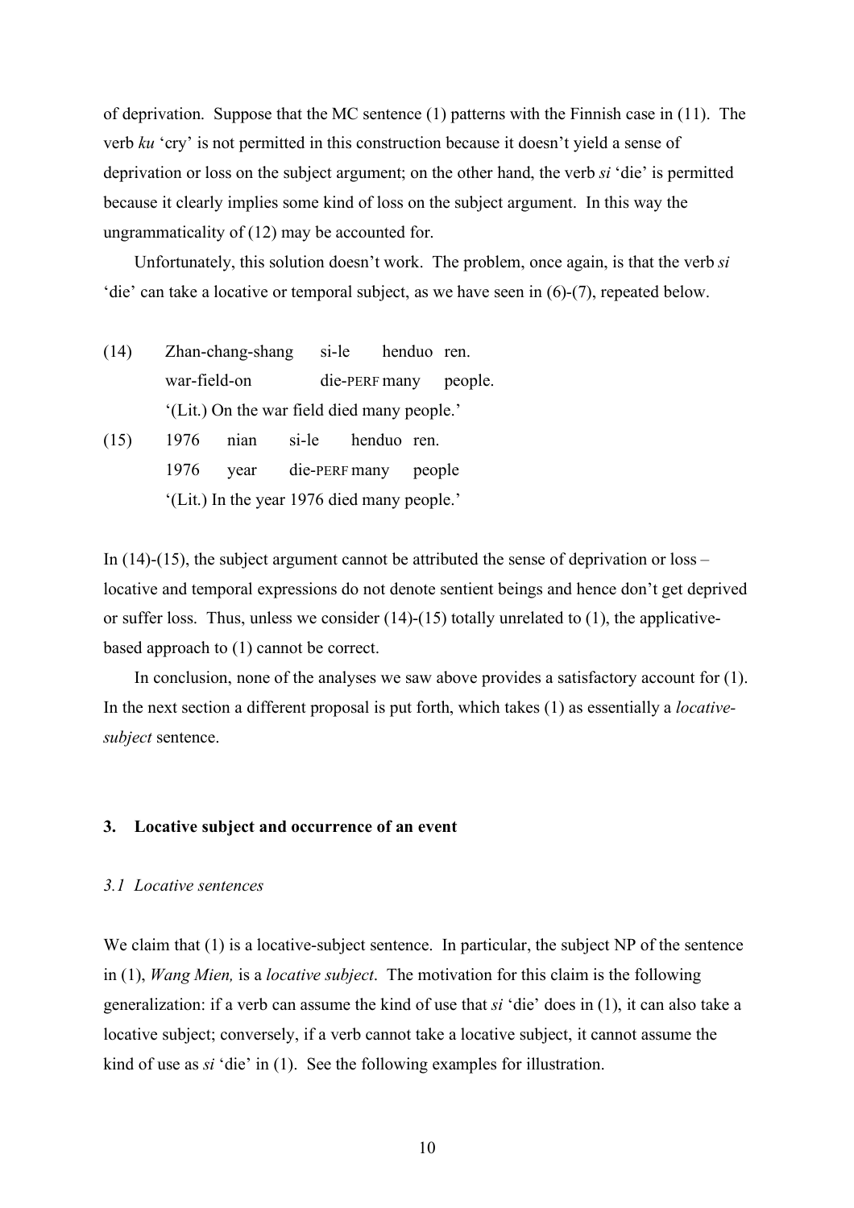of deprivation. Suppose that the MC sentence (1) patterns with the Finnish case in (11). The verb *ku* 'cry' is not permitted in this construction because it doesn't yield a sense of deprivation or loss on the subject argument; on the other hand, the verb *si* 'die' is permitted because it clearly implies some kind of loss on the subject argument. In this way the ungrammaticality of (12) may be accounted for.

Unfortunately, this solution doesn't work. The problem, once again, is that the verb *si* 'die' can take a locative or temporal subject, as we have seen in (6)-(7), repeated below.

(14) Zhan-chang-shang si-le henduo ren.
war-field-on die-PERF many people.
'(Lit.) On the war field died many people.'

(15) 1976 nian si-le henduo ren.
1976 year die-PERF many people
'(Lit.) In the year 1976 died many people.'

In (14)-(15), the subject argument cannot be attributed the sense of deprivation or loss – locative and temporal expressions do not denote sentient beings and hence don't get deprived or suffer loss. Thus, unless we consider (14)-(15) totally unrelated to (1), the applicative-based approach to (1) cannot be correct.

In conclusion, none of the analyses we saw above provides a satisfactory account for (1). In the next section a different proposal is put forth, which takes (1) as essentially a *locative-subject* sentence.

## 3. Locative subject and occurrence of an event

### *3.1 Locative sentences*

We claim that (1) is a locative-subject sentence. In particular, the subject NP of the sentence in (1), *Wang Mien,* is a *locative subject*. The motivation for this claim is the following generalization: if a verb can assume the kind of use that *si* 'die' does in (1), it can also take a locative subject; conversely, if a verb cannot take a locative subject, it cannot assume the kind of use as *si* 'die' in (1). See the following examples for illustration.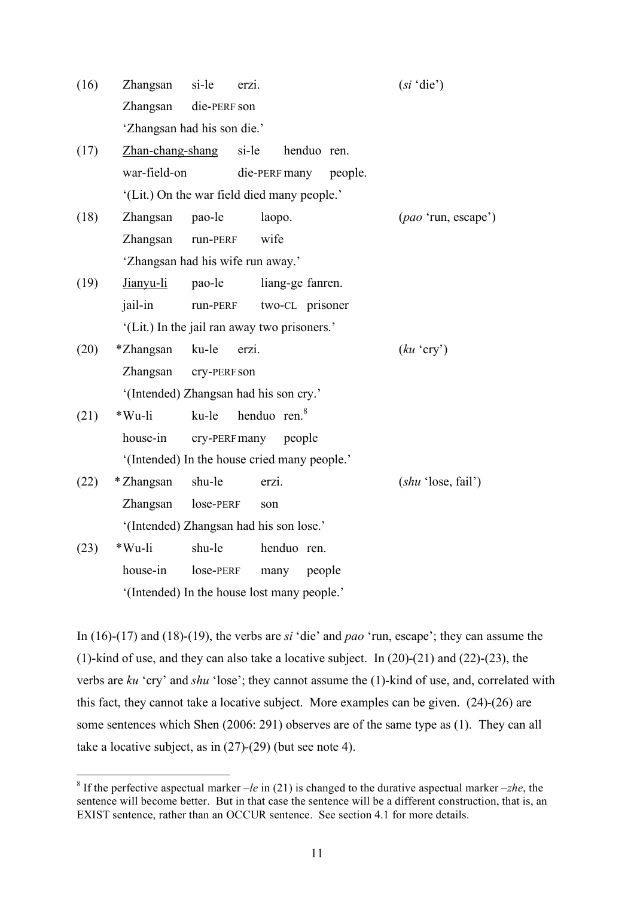(16) Zhangsan si-le erzi. (*si* 'die')
Zhangsan die-PERF son
'Zhangsan had his son die.'

(17) <u>Zhan-chang-shang</u> si-le henduo ren.
war-field-on die-PERF many people.
'(Lit.) On the war field died many people.'

(18) Zhangsan pao-le laopo. (*pao* 'run, escape')
Zhangsan run-PERF wife
'Zhangsan had his wife run away.'

(19) <u>Jianyu-li</u> pao-le liang-ge fanren.
jail-in run-PERF two-CL prisoner
'(Lit.) In the jail ran away two prisoners.'

(20) *Zhangsan ku-le erzi. (*ku* 'cry')
Zhangsan cry-PERF son
'(Intended) Zhangsan had his son cry.'

(21) *Wu-li ku-le henduo ren.[8]
house-in cry-PERF many people
'(Intended) In the house cried many people.'

(22) * Zhangsan shu-le erzi. (*shu* 'lose, fail')
Zhangsan lose-PERF son
'(Intended) Zhangsan had his son lose.'

(23) *Wu-li shu-le henduo ren.
house-in lose-PERF many people
'(Intended) In the house lost many people.'

In (16)-(17) and (18)-(19), the verbs are *si* 'die' and *pao* 'run, escape'; they can assume the (1)-kind of use, and they can also take a locative subject. In (20)-(21) and (22)-(23), the verbs are *ku* 'cry' and *shu* 'lose'; they cannot assume the (1)-kind of use, and, correlated with this fact, they cannot take a locative subject. More examples can be given. (24)-(26) are some sentences which Shen (2006: 291) observes are of the same type as (1). They can all take a locative subject, as in (27)-(29) (but see note 4).

[8] If the perfective aspectual marker *–le* in (21) is changed to the durative aspectual marker *–zhe*, the sentence will become better. But in that case the sentence will be a different construction, that is, an EXIST sentence, rather than an OCCUR sentence. See section 4.1 for more details.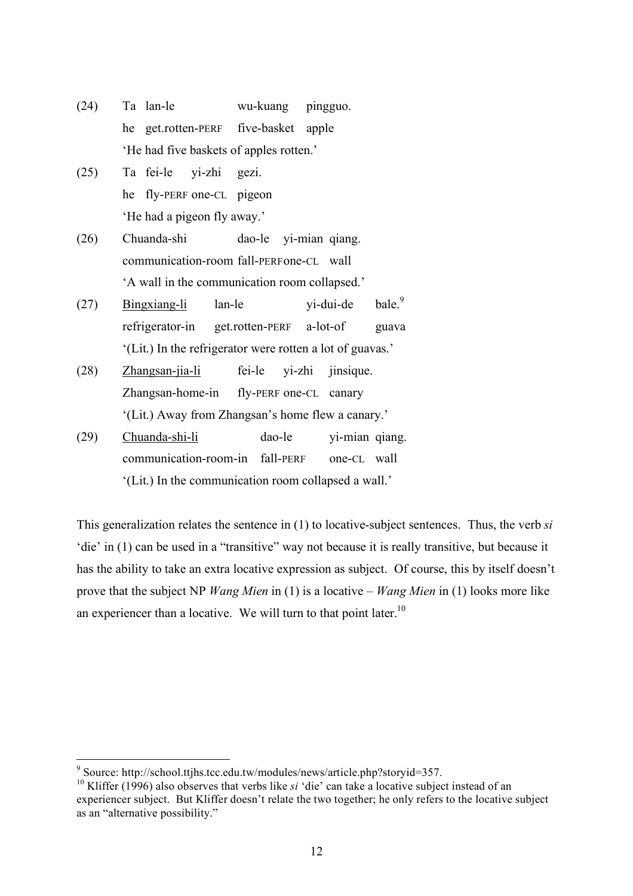(24) Ta lan-le wu-kuang pingguo.
he get.rotten-PERF five-basket apple
'He had five baskets of apples rotten.'

(25) Ta fei-le yi-zhi gezi.
he fly-PERF one-CL pigeon
'He had a pigeon fly away.'

(26) Chuanda-shi dao-le yi-mian qiang.
communication-room fall-PERF one-CL wall
'A wall in the communication room collapsed.'

(27) <u>Bingxiang-li</u> lan-le yi-dui-de bale.[9]
refrigerator-in get.rotten-PERF a-lot-of guava
'(Lit.) In the refrigerator were rotten a lot of guavas.'

(28) <u>Zhangsan-jia-li</u> fei-le yi-zhi jinsique.
Zhangsan-home-in fly-PERF one-CL canary
'(Lit.) Away from Zhangsan's home flew a canary.'

(29) <u>Chuanda-shi-li</u> dao-le yi-mian qiang.
communication-room-in fall-PERF one-CL wall
'(Lit.) In the communication room collapsed a wall.'

This generalization relates the sentence in (1) to locative-subject sentences. Thus, the verb *si* 'die' in (1) can be used in a "transitive" way not because it is really transitive, but because it has the ability to take an extra locative expression as subject. Of course, this by itself doesn't prove that the subject NP *Wang Mien* in (1) is a locative – *Wang Mien* in (1) looks more like an experiencer than a locative. We will turn to that point later.[10]

---

[9] Source: http://school.ttjhs.tcc.edu.tw/modules/news/article.php?storyid=357.

[10] Kliffer (1996) also observes that verbs like *si* 'die' can take a locative subject instead of an experiencer subject. But Kliffer doesn't relate the two together; he only refers to the locative subject as an "alternative possibility."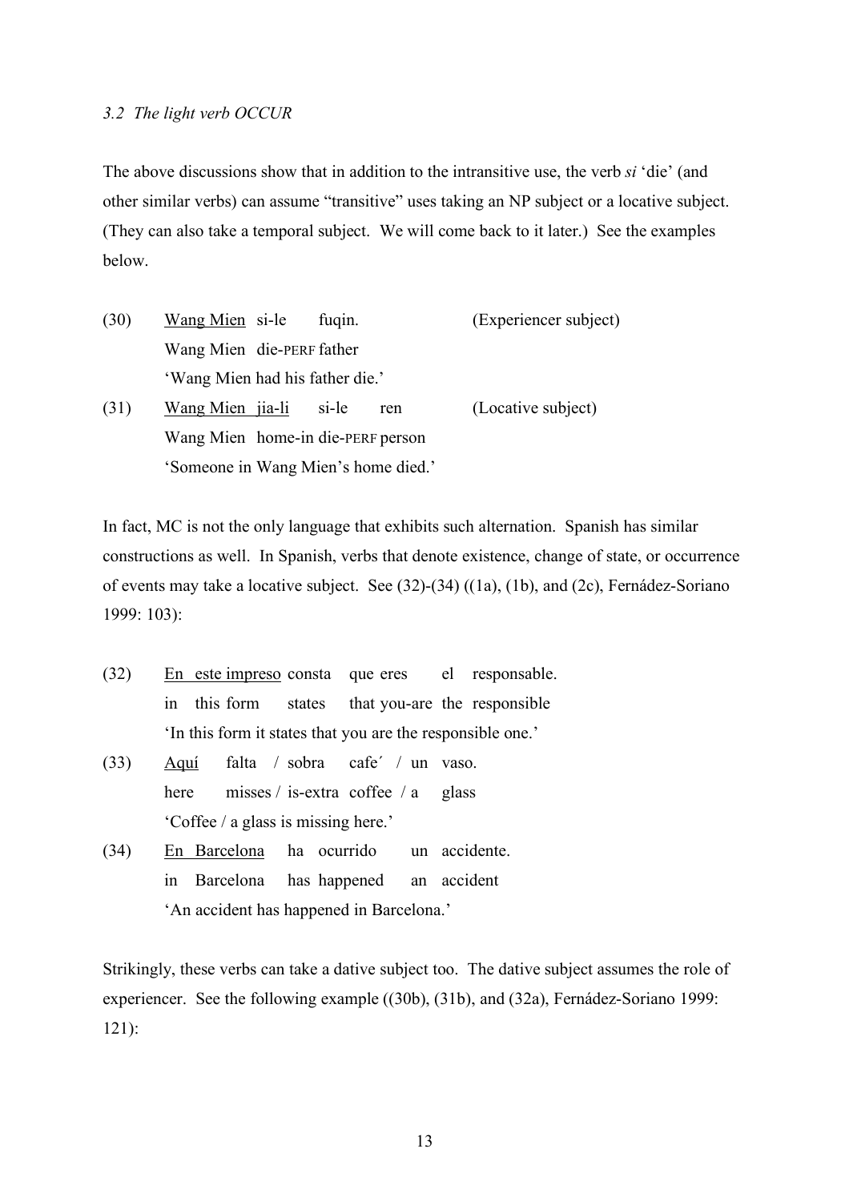### *3.2 The light verb OCCUR*

The above discussions show that in addition to the intransitive use, the verb *si* 'die' (and other similar verbs) can assume "transitive" uses taking an NP subject or a locative subject. (They can also take a temporal subject. We will come back to it later.) See the examples below.

(30) <u>Wang Mien</u> si-le fuqin. (Experiencer subject)
Wang Mien die-PERF father
'Wang Mien had his father die.'

(31) <u>Wang Mien jia-li</u> si-le ren (Locative subject)
Wang Mien home-in die-PERF person
'Someone in Wang Mien's home died.'

In fact, MC is not the only language that exhibits such alternation. Spanish has similar constructions as well. In Spanish, verbs that denote existence, change of state, or occurrence of events may take a locative subject. See (32)-(34) ((1a), (1b), and (2c), Fernádez-Soriano 1999: 103):

(32) <u>En este impreso</u> consta que eres el responsable.
in this form states that you-are the responsible
'In this form it states that you are the responsible one.'

(33) <u>Aquí</u> falta / sobra cafe´ / un vaso.
here misses / is-extra coffee / a glass
'Coffee / a glass is missing here.'

(34) <u>En Barcelona</u> ha ocurrido un accidente.
in Barcelona has happened an accident
'An accident has happened in Barcelona.'

Strikingly, these verbs can take a dative subject too. The dative subject assumes the role of experiencer. See the following example ((30b), (31b), and (32a), Fernádez-Soriano 1999: 121):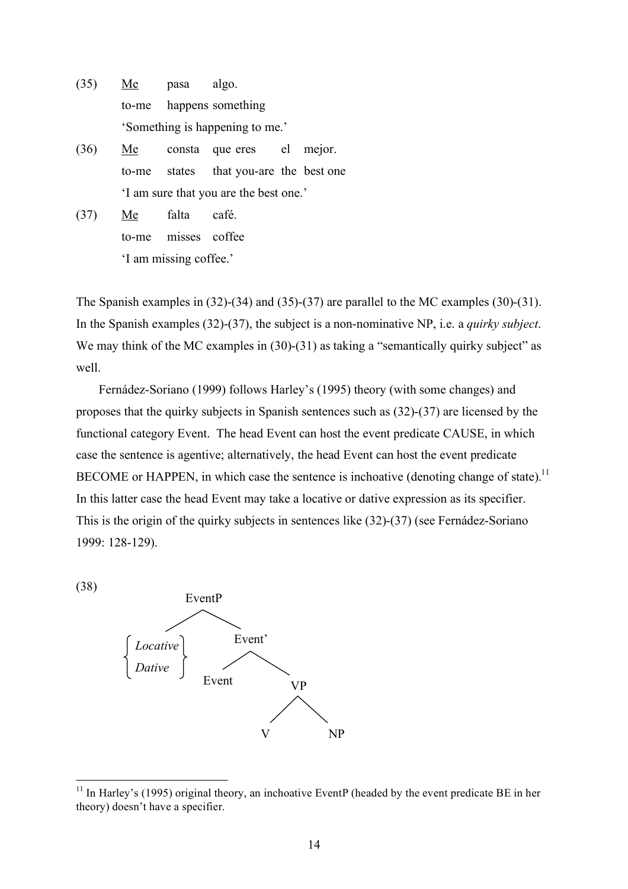(35) <u>Me</u> pasa algo.
 to-me happens something
 'Something is happening to me.'

(36) <u>Me</u> consta que eres el mejor.
 to-me states that you-are the best one
 'I am sure that you are the best one.'

(37) <u>Me</u> falta café.
 to-me misses coffee
 'I am missing coffee.'

The Spanish examples in (32)-(34) and (35)-(37) are parallel to the MC examples (30)-(31). In the Spanish examples (32)-(37), the subject is a non-nominative NP, i.e. a *quirky subject*. We may think of the MC examples in (30)-(31) as taking a "semantically quirky subject" as well.

Fernádez-Soriano (1999) follows Harley's (1995) theory (with some changes) and proposes that the quirky subjects in Spanish sentences such as (32)-(37) are licensed by the functional category Event. The head Event can host the event predicate CAUSE, in which case the sentence is agentive; alternatively, the head Event can host the event predicate BECOME or HAPPEN, in which case the sentence is inchoative (denoting change of state).[11] In this latter case the head Event may take a locative or dative expression as its specifier. This is the origin of the quirky subjects in sentences like (32)-(37) (see Fernádez-Soriano 1999: 128-129).

(38)

```
              EventP
             /      \
  {Locative}         Event'
  {Dative  }        /      \
                 Event      VP
                           /  \
                          V    NP
```

[11] In Harley's (1995) original theory, an inchoative EventP (headed by the event predicate BE in her theory) doesn't have a specifier.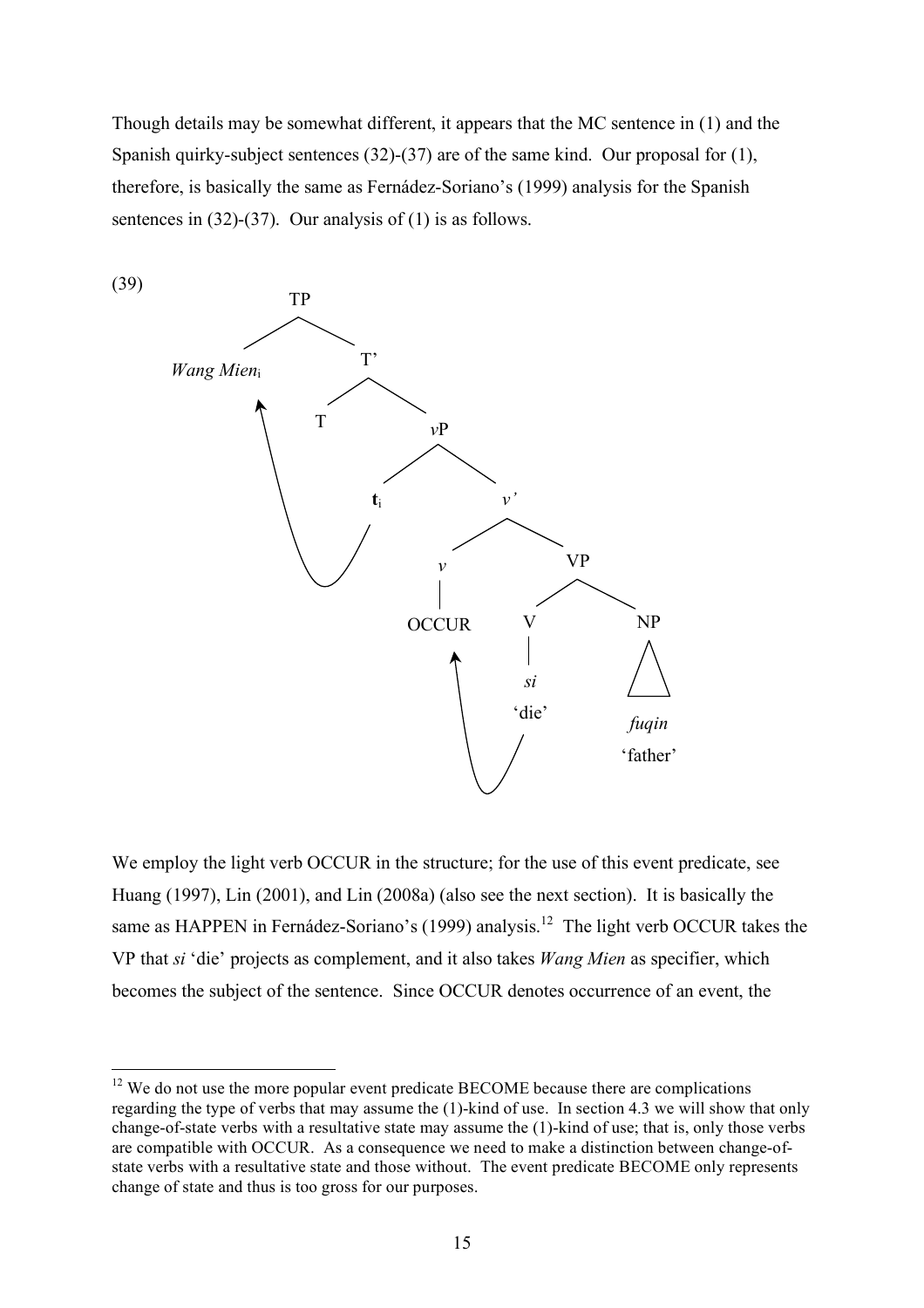Though details may be somewhat different, it appears that the MC sentence in (1) and the Spanish quirky-subject sentences (32)-(37) are of the same kind. Our proposal for (1), therefore, is basically the same as Fernádez-Soriano's (1999) analysis for the Spanish sentences in (32)-(37). Our analysis of (1) is as follows.

(39)

```
TP
├── Wang Mien_i
└── T'
    ├── T
    └── vP
        ├── t_i
        └── v'
            ├── v
            │   └── OCCUR
            └── VP
                ├── V
                │   └── si 'die'
                └── NP
                    └── fuqin 'father'

(Wang Mien_i moves from t_i; si 'die' moves to OCCUR)
```

We employ the light verb OCCUR in the structure; for the use of this event predicate, see Huang (1997), Lin (2001), and Lin (2008a) (also see the next section). It is basically the same as HAPPEN in Fernádez-Soriano's (1999) analysis.[12] The light verb OCCUR takes the VP that *si* 'die' projects as complement, and it also takes *Wang Mien* as specifier, which becomes the subject of the sentence. Since OCCUR denotes occurrence of an event, the

---

[12] We do not use the more popular event predicate BECOME because there are complications regarding the type of verbs that may assume the (1)-kind of use. In section 4.3 we will show that only change-of-state verbs with a resultative state may assume the (1)-kind of use; that is, only those verbs are compatible with OCCUR. As a consequence we need to make a distinction between change-of-state verbs with a resultative state and those without. The event predicate BECOME only represents change of state and thus is too gross for our purposes.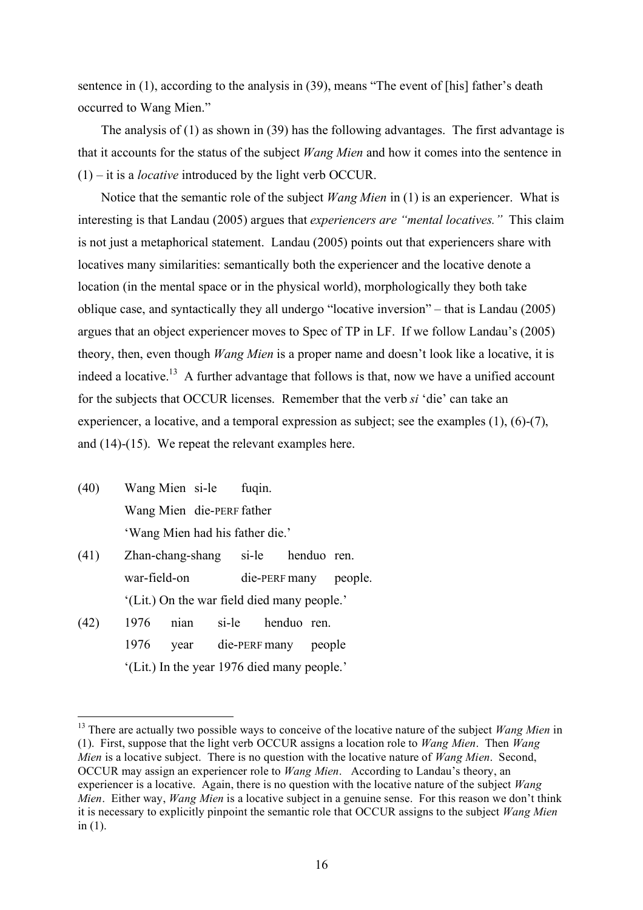sentence in (1), according to the analysis in (39), means "The event of [his] father's death occurred to Wang Mien."

The analysis of (1) as shown in (39) has the following advantages. The first advantage is that it accounts for the status of the subject *Wang Mien* and how it comes into the sentence in (1) – it is a *locative* introduced by the light verb OCCUR.

Notice that the semantic role of the subject *Wang Mien* in (1) is an experiencer. What is interesting is that Landau (2005) argues that *experiencers are "mental locatives."* This claim is not just a metaphorical statement. Landau (2005) points out that experiencers share with locatives many similarities: semantically both the experiencer and the locative denote a location (in the mental space or in the physical world), morphologically they both take oblique case, and syntactically they all undergo "locative inversion" – that is Landau (2005) argues that an object experiencer moves to Spec of TP in LF. If we follow Landau's (2005) theory, then, even though *Wang Mien* is a proper name and doesn't look like a locative, it is indeed a locative.[13] A further advantage that follows is that, now we have a unified account for the subjects that OCCUR licenses. Remember that the verb *si* 'die' can take an experiencer, a locative, and a temporal expression as subject; see the examples (1), (6)-(7), and (14)-(15). We repeat the relevant examples here.

(40) Wang Mien si-le fuqin.
     Wang Mien die-PERF father
     'Wang Mien had his father die.'

(41) Zhan-chang-shang si-le henduo ren.
     war-field-on die-PERF many people.
     '(Lit.) On the war field died many people.'

(42) 1976 nian si-le henduo ren.
     1976 year die-PERF many people
     '(Lit.) In the year 1976 died many people.'

---

[13] There are actually two possible ways to conceive of the locative nature of the subject *Wang Mien* in (1). First, suppose that the light verb OCCUR assigns a location role to *Wang Mien*. Then *Wang Mien* is a locative subject. There is no question with the locative nature of *Wang Mien*. Second, OCCUR may assign an experiencer role to *Wang Mien*. According to Landau's theory, an experiencer is a locative. Again, there is no question with the locative nature of the subject *Wang Mien*. Either way, *Wang Mien* is a locative subject in a genuine sense. For this reason we don't think it is necessary to explicitly pinpoint the semantic role that OCCUR assigns to the subject *Wang Mien* in (1).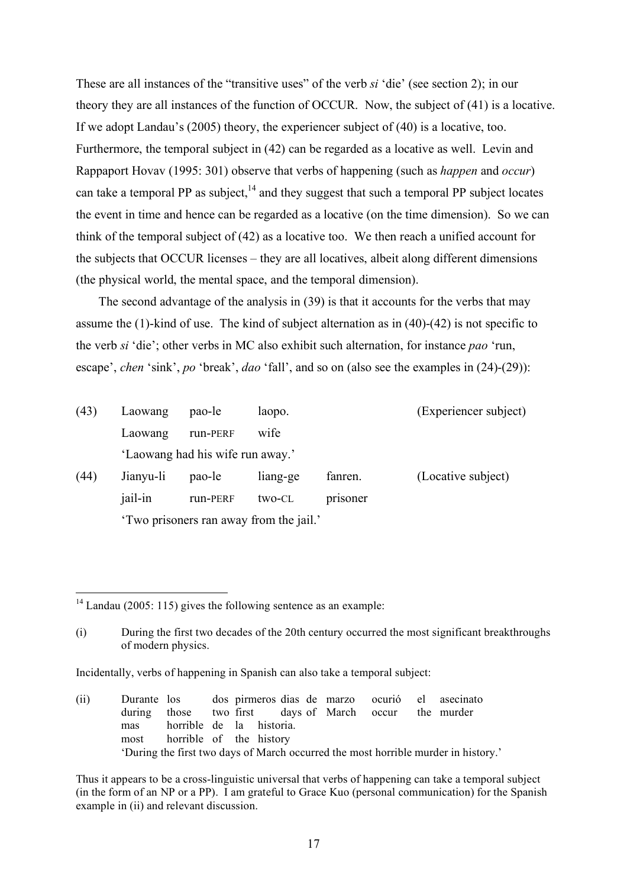These are all instances of the "transitive uses" of the verb *si* 'die' (see section 2); in our theory they are all instances of the function of OCCUR. Now, the subject of (41) is a locative. If we adopt Landau's (2005) theory, the experiencer subject of (40) is a locative, too. Furthermore, the temporal subject in (42) can be regarded as a locative as well. Levin and Rappaport Hovav (1995: 301) observe that verbs of happening (such as *happen* and *occur*) can take a temporal PP as subject,[14] and they suggest that such a temporal PP subject locates the event in time and hence can be regarded as a locative (on the time dimension). So we can think of the temporal subject of (42) as a locative too. We then reach a unified account for the subjects that OCCUR licenses – they are all locatives, albeit along different dimensions (the physical world, the mental space, and the temporal dimension).

The second advantage of the analysis in (39) is that it accounts for the verbs that may assume the (1)-kind of use. The kind of subject alternation as in (40)-(42) is not specific to the verb *si* 'die'; other verbs in MC also exhibit such alternation, for instance *pao* 'run, escape', *chen* 'sink', *po* 'break', *dao* 'fall', and so on (also see the examples in (24)-(29)):

(43) Laowang pao-le laopo. (Experiencer subject)
Laowang run-PERF wife
'Laowang had his wife run away.'

(44) Jianyu-li pao-le liang-ge fanren. (Locative subject)
jail-in run-PERF two-CL prisoner
'Two prisoners ran away from the jail.'

---

[14] Landau (2005: 115) gives the following sentence as an example:

(i) During the first two decades of the 20th century occurred the most significant breakthroughs of modern physics.

Incidentally, verbs of happening in Spanish can also take a temporal subject:

(ii) Durante los dos pirmeros dias de marzo ocurió el asecinato
during those two first days of March occur the murder
mas horrible de la historia.
most horrible of the history
'During the first two days of March occurred the most horrible murder in history.'

Thus it appears to be a cross-linguistic universal that verbs of happening can take a temporal subject (in the form of an NP or a PP). I am grateful to Grace Kuo (personal communication) for the Spanish example in (ii) and relevant discussion.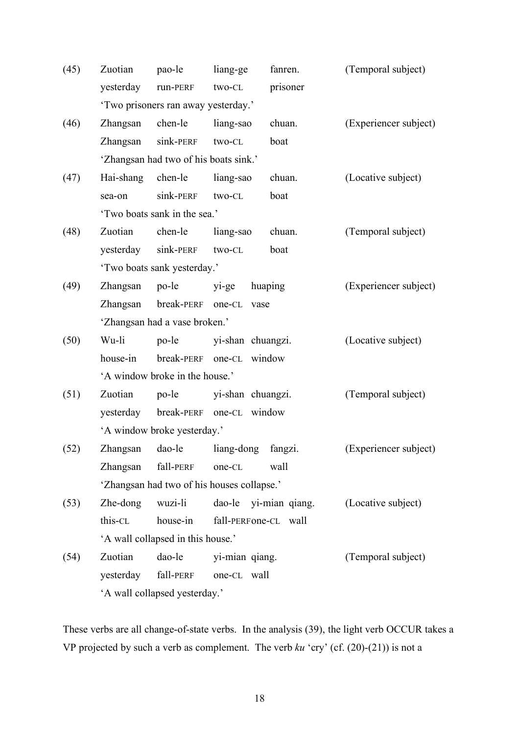(45) Zuotian pao-le liang-ge fanren. (Temporal subject)
yesterday run-PERF two-CL prisoner
'Two prisoners ran away yesterday.'

(46) Zhangsan chen-le liang-sao chuan. (Experiencer subject)
Zhangsan sink-PERF two-CL boat
'Zhangsan had two of his boats sink.'

(47) Hai-shang chen-le liang-sao chuan. (Locative subject)
sea-on sink-PERF two-CL boat
'Two boats sank in the sea.'

(48) Zuotian chen-le liang-sao chuan. (Temporal subject)
yesterday sink-PERF two-CL boat
'Two boats sank yesterday.'

(49) Zhangsan po-le yi-ge huaping (Experiencer subject)
Zhangsan break-PERF one-CL vase
'Zhangsan had a vase broken.'

(50) Wu-li po-le yi-shan chuangzi. (Locative subject)
house-in break-PERF one-CL window
'A window broke in the house.'

(51) Zuotian po-le yi-shan chuangzi. (Temporal subject)
yesterday break-PERF one-CL window
'A window broke yesterday.'

(52) Zhangsan dao-le liang-dong fangzi. (Experiencer subject)
Zhangsan fall-PERF one-CL wall
'Zhangsan had two of his houses collapse.'

(53) Zhe-dong wuzi-li dao-le yi-mian qiang. (Locative subject)
this-CL house-in fall-PERF one-CL wall
'A wall collapsed in this house.'

(54) Zuotian dao-le yi-mian qiang. (Temporal subject)
yesterday fall-PERF one-CL wall
'A wall collapsed yesterday.'

These verbs are all change-of-state verbs. In the analysis (39), the light verb OCCUR takes a VP projected by such a verb as complement. The verb *ku* 'cry' (cf. (20)-(21)) is not a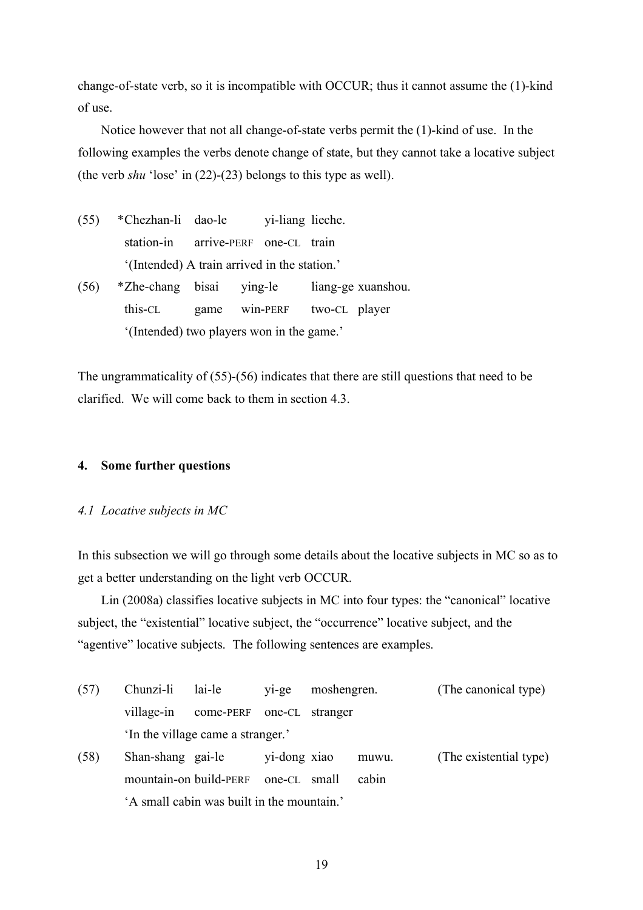change-of-state verb, so it is incompatible with OCCUR; thus it cannot assume the (1)-kind of use.

Notice however that not all change-of-state verbs permit the (1)-kind of use. In the following examples the verbs denote change of state, but they cannot take a locative subject (the verb *shu* 'lose' in (22)-(23) belongs to this type as well).

(55) \*Chezhan-li dao-le yi-liang lieche.
station-in arrive-PERF one-CL train
'(Intended) A train arrived in the station.'

(56) \*Zhe-chang bisai ying-le liang-ge xuanshou.
this-CL game win-PERF two-CL player
'(Intended) two players won in the game.'

The ungrammaticality of (55)-(56) indicates that there are still questions that need to be clarified. We will come back to them in section 4.3.

## 4. Some further questions

### *4.1 Locative subjects in MC*

In this subsection we will go through some details about the locative subjects in MC so as to get a better understanding on the light verb OCCUR.

Lin (2008a) classifies locative subjects in MC into four types: the "canonical" locative subject, the "existential" locative subject, the "occurrence" locative subject, and the "agentive" locative subjects. The following sentences are examples.

(57) Chunzi-li lai-le yi-ge moshengren. (The canonical type)
village-in come-PERF one-CL stranger
'In the village came a stranger.'

(58) Shan-shang gai-le yi-dong xiao muwu. (The existential type)
mountain-on build-PERF one-CL small cabin
'A small cabin was built in the mountain.'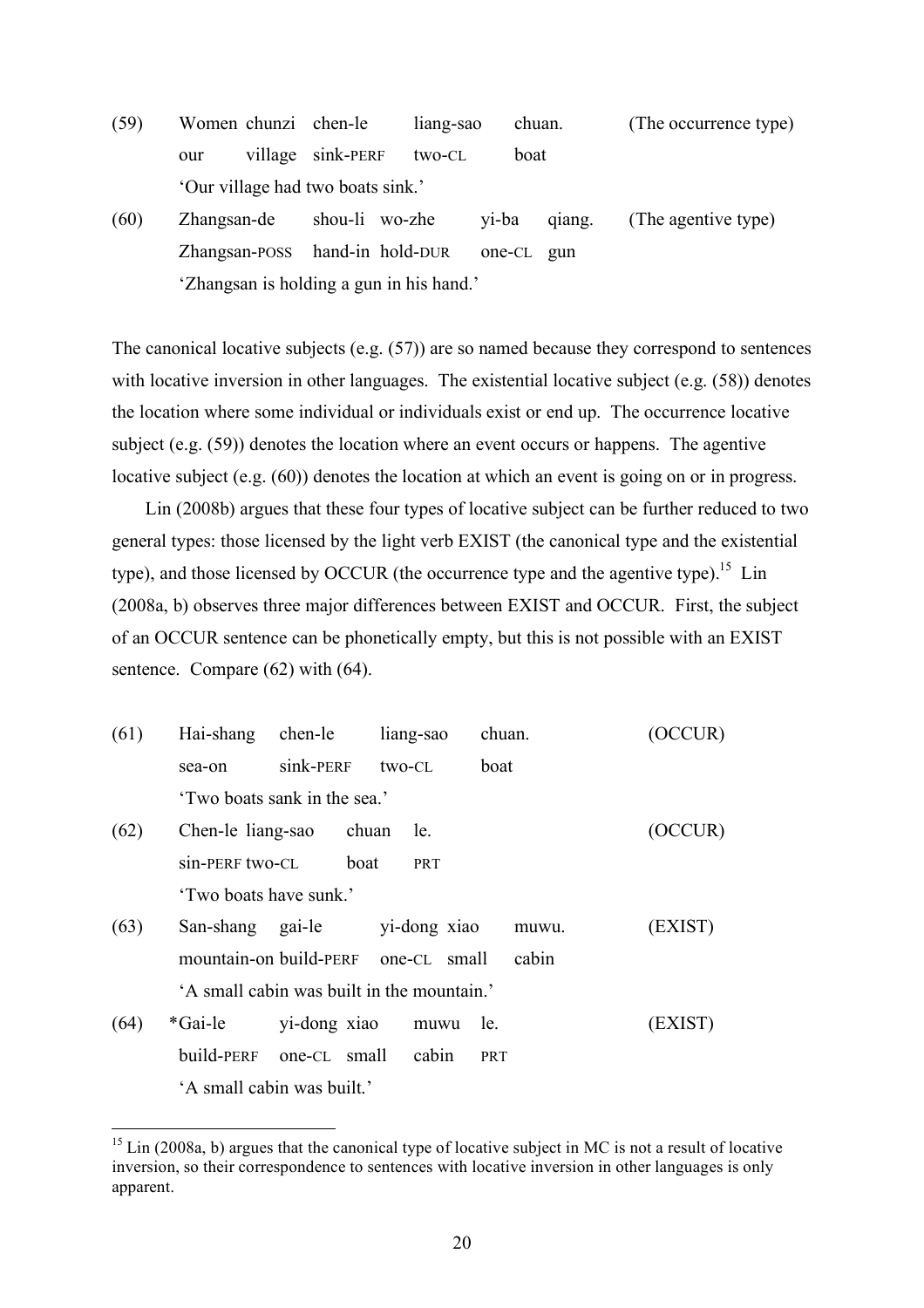(59) Women chunzi chen-le liang-sao chuan. (The occurrence type)
our village sink-PERF two-CL boat
'Our village had two boats sink.'

(60) Zhangsan-de shou-li wo-zhe yi-ba qiang. (The agentive type)
Zhangsan-POSS hand-in hold-DUR one-CL gun
'Zhangsan is holding a gun in his hand.'

The canonical locative subjects (e.g. (57)) are so named because they correspond to sentences with locative inversion in other languages. The existential locative subject (e.g. (58)) denotes the location where some individual or individuals exist or end up. The occurrence locative subject (e.g. (59)) denotes the location where an event occurs or happens. The agentive locative subject (e.g. (60)) denotes the location at which an event is going on or in progress.

Lin (2008b) argues that these four types of locative subject can be further reduced to two general types: those licensed by the light verb EXIST (the canonical type and the existential type), and those licensed by OCCUR (the occurrence type and the agentive type).[15] Lin (2008a, b) observes three major differences between EXIST and OCCUR. First, the subject of an OCCUR sentence can be phonetically empty, but this is not possible with an EXIST sentence. Compare (62) with (64).

(61) Hai-shang chen-le liang-sao chuan. (OCCUR)
sea-on sink-PERF two-CL boat
'Two boats sank in the sea.'

(62) Chen-le liang-sao chuan le. (OCCUR)
sin-PERF two-CL boat PRT
'Two boats have sunk.'

(63) San-shang gai-le yi-dong xiao muwu. (EXIST)
mountain-on build-PERF one-CL small cabin
'A small cabin was built in the mountain.'

(64) *Gai-le yi-dong xiao muwu le. (EXIST)
build-PERF one-CL small cabin PRT
'A small cabin was built.'

[15] Lin (2008a, b) argues that the canonical type of locative subject in MC is not a result of locative inversion, so their correspondence to sentences with locative inversion in other languages is only apparent.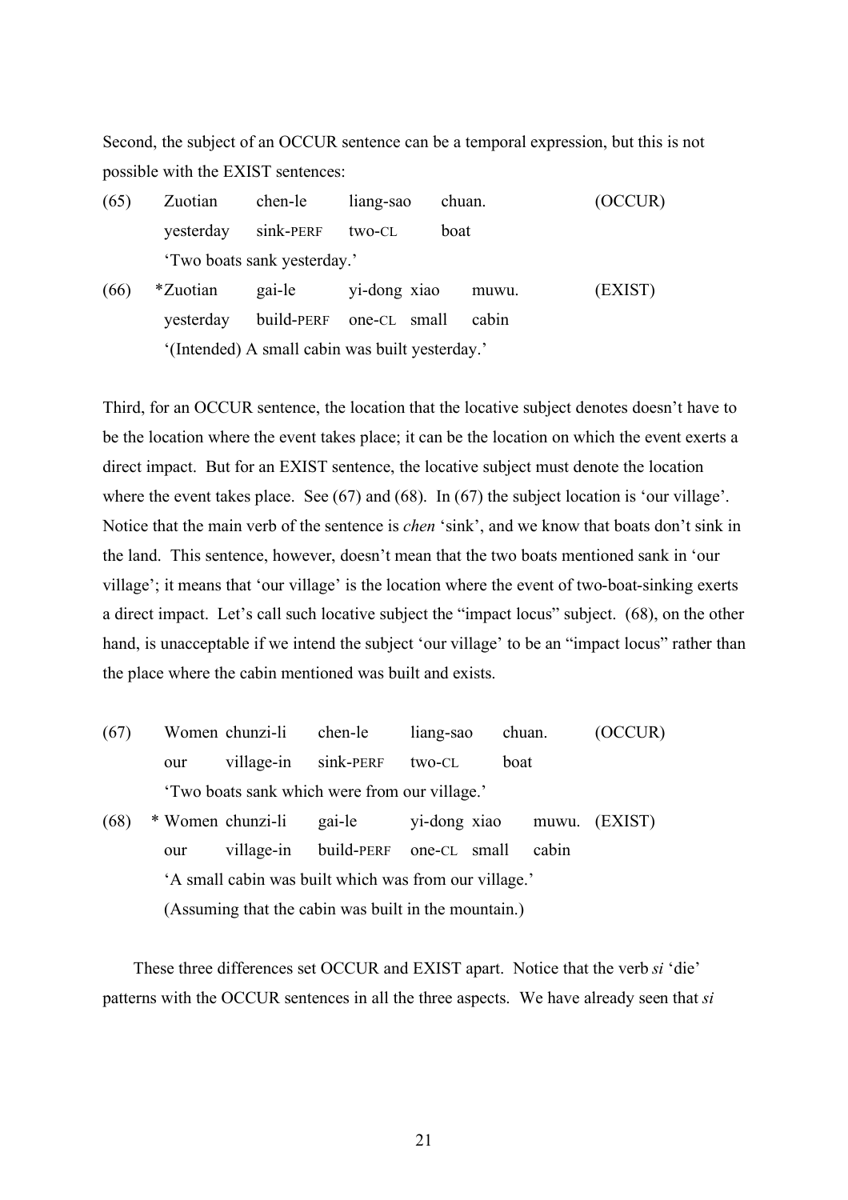Second, the subject of an OCCUR sentence can be a temporal expression, but this is not possible with the EXIST sentences:

(65) Zuotian chen-le liang-sao chuan. (OCCUR)
yesterday sink-PERF two-CL boat
'Two boats sank yesterday.'

(66) *Zuotian gai-le yi-dong xiao muwu. (EXIST)
yesterday build-PERF one-CL small cabin
'(Intended) A small cabin was built yesterday.'

Third, for an OCCUR sentence, the location that the locative subject denotes doesn't have to be the location where the event takes place; it can be the location on which the event exerts a direct impact. But for an EXIST sentence, the locative subject must denote the location where the event takes place. See (67) and (68). In (67) the subject location is 'our village'. Notice that the main verb of the sentence is *chen* 'sink', and we know that boats don't sink in the land. This sentence, however, doesn't mean that the two boats mentioned sank in 'our village'; it means that 'our village' is the location where the event of two-boat-sinking exerts a direct impact. Let's call such locative subject the "impact locus" subject. (68), on the other hand, is unacceptable if we intend the subject 'our village' to be an "impact locus" rather than the place where the cabin mentioned was built and exists.

(67) Women chunzi-li chen-le liang-sao chuan. (OCCUR)
our village-in sink-PERF two-CL boat
'Two boats sank which were from our village.'

(68) * Women chunzi-li gai-le yi-dong xiao muwu. (EXIST)
our village-in build-PERF one-CL small cabin
'A small cabin was built which was from our village.'
(Assuming that the cabin was built in the mountain.)

These three differences set OCCUR and EXIST apart. Notice that the verb *si* 'die' patterns with the OCCUR sentences in all the three aspects. We have already seen that *si*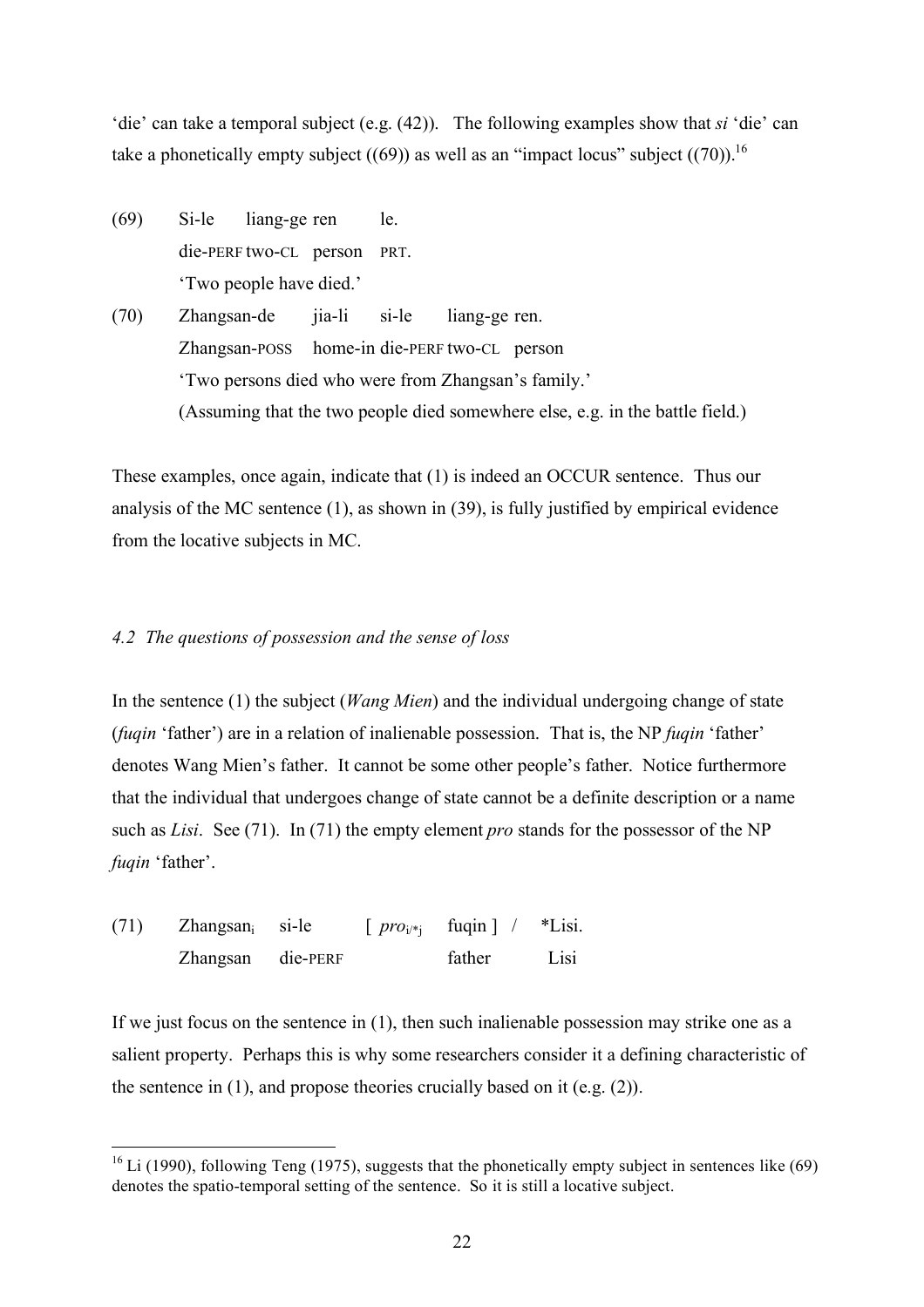'die' can take a temporal subject (e.g. (42)). The following examples show that *si* 'die' can take a phonetically empty subject ((69)) as well as an "impact locus" subject ((70)).[16]

(69) Si-le liang-ge ren le.
 die-PERF two-CL person PRT.
 'Two people have died.'

(70) Zhangsan-de jia-li si-le liang-ge ren.
 Zhangsan-POSS home-in die-PERF two-CL person
 'Two persons died who were from Zhangsan's family.'
 (Assuming that the two people died somewhere else, e.g. in the battle field.)

These examples, once again, indicate that (1) is indeed an OCCUR sentence. Thus our analysis of the MC sentence (1), as shown in (39), is fully justified by empirical evidence from the locative subjects in MC.

### *4.2 The questions of possession and the sense of loss*

In the sentence (1) the subject (*Wang Mien*) and the individual undergoing change of state (*fuqin* 'father') are in a relation of inalienable possession. That is, the NP *fuqin* 'father' denotes Wang Mien's father. It cannot be some other people's father. Notice furthermore that the individual that undergoes change of state cannot be a definite description or a name such as *Lisi*. See (71). In (71) the empty element *pro* stands for the possessor of the NP *fuqin* 'father'.

(71) Zhangsan$_i$ si-le [ *pro*$_{i/*j}$ fuqin ] / *Lisi.
 Zhangsan die-PERF father Lisi

If we just focus on the sentence in (1), then such inalienable possession may strike one as a salient property. Perhaps this is why some researchers consider it a defining characteristic of the sentence in (1), and propose theories crucially based on it (e.g. (2)).

---

[16] Li (1990), following Teng (1975), suggests that the phonetically empty subject in sentences like (69) denotes the spatio-temporal setting of the sentence. So it is still a locative subject.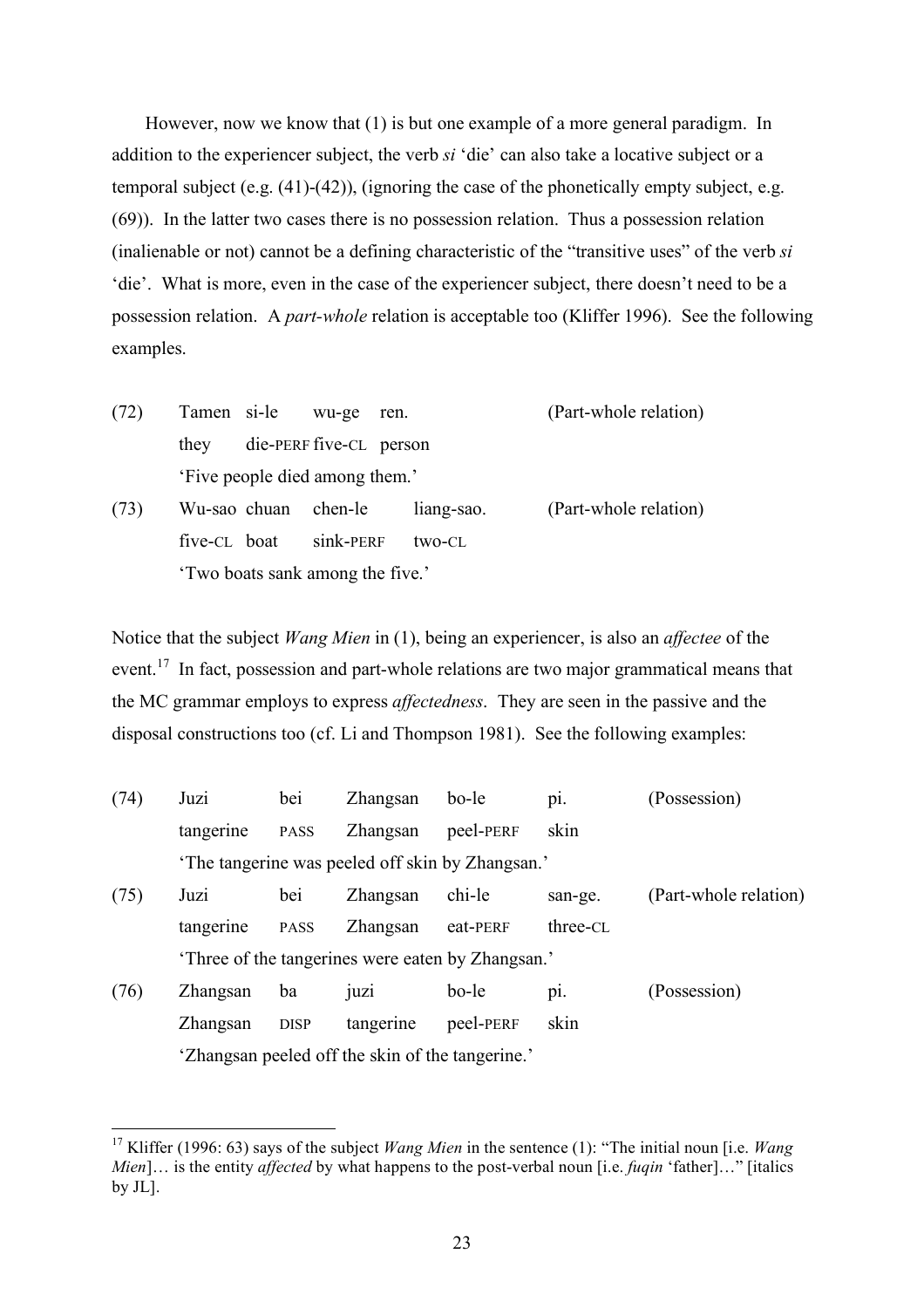However, now we know that (1) is but one example of a more general paradigm. In addition to the experiencer subject, the verb *si* 'die' can also take a locative subject or a temporal subject (e.g. (41)-(42)), (ignoring the case of the phonetically empty subject, e.g. (69)). In the latter two cases there is no possession relation. Thus a possession relation (inalienable or not) cannot be a defining characteristic of the "transitive uses" of the verb *si* 'die'. What is more, even in the case of the experiencer subject, there doesn't need to be a possession relation. A *part-whole* relation is acceptable too (Kliffer 1996). See the following examples.

| | | | | | |
|---|---|---|---|---|---|
| (72) | Tamen | si-le | wu-ge | ren. | (Part-whole relation) |
| | they | die-PERF | five-CL | person | |
| | 'Five people died among them.' | | | | |
| (73) | Wu-sao | chuan | chen-le | liang-sao. | (Part-whole relation) |
| | five-CL | boat | sink-PERF | two-CL | |
| | 'Two boats sank among the five.' | | | | |

Notice that the subject *Wang Mien* in (1), being an experiencer, is also an *affectee* of the event.[17] In fact, possession and part-whole relations are two major grammatical means that the MC grammar employs to express *affectedness*. They are seen in the passive and the disposal constructions too (cf. Li and Thompson 1981). See the following examples:

| | | | | | | |
|---|---|---|---|---|---|---|
| (74) | Juzi | bei | Zhangsan | bo-le | pi. | (Possession) |
| | tangerine | PASS | Zhangsan | peel-PERF | skin | |
| | 'The tangerine was peeled off skin by Zhangsan.' | | | | | |
| (75) | Juzi | bei | Zhangsan | chi-le | san-ge. | (Part-whole relation) |
| | tangerine | PASS | Zhangsan | eat-PERF | three-CL | |
| | 'Three of the tangerines were eaten by Zhangsan.' | | | | | |
| (76) | Zhangsan | ba | juzi | bo-le | pi. | (Possession) |
| | Zhangsan | DISP | tangerine | peel-PERF | skin | |
| | 'Zhangsan peeled off the skin of the tangerine.' | | | | | |

---

[17] Kliffer (1996: 63) says of the subject *Wang Mien* in the sentence (1): "The initial noun [i.e. *Wang Mien*]… is the entity *affected* by what happens to the post-verbal noun [i.e. *fuqin* 'father]…" [italics by JL].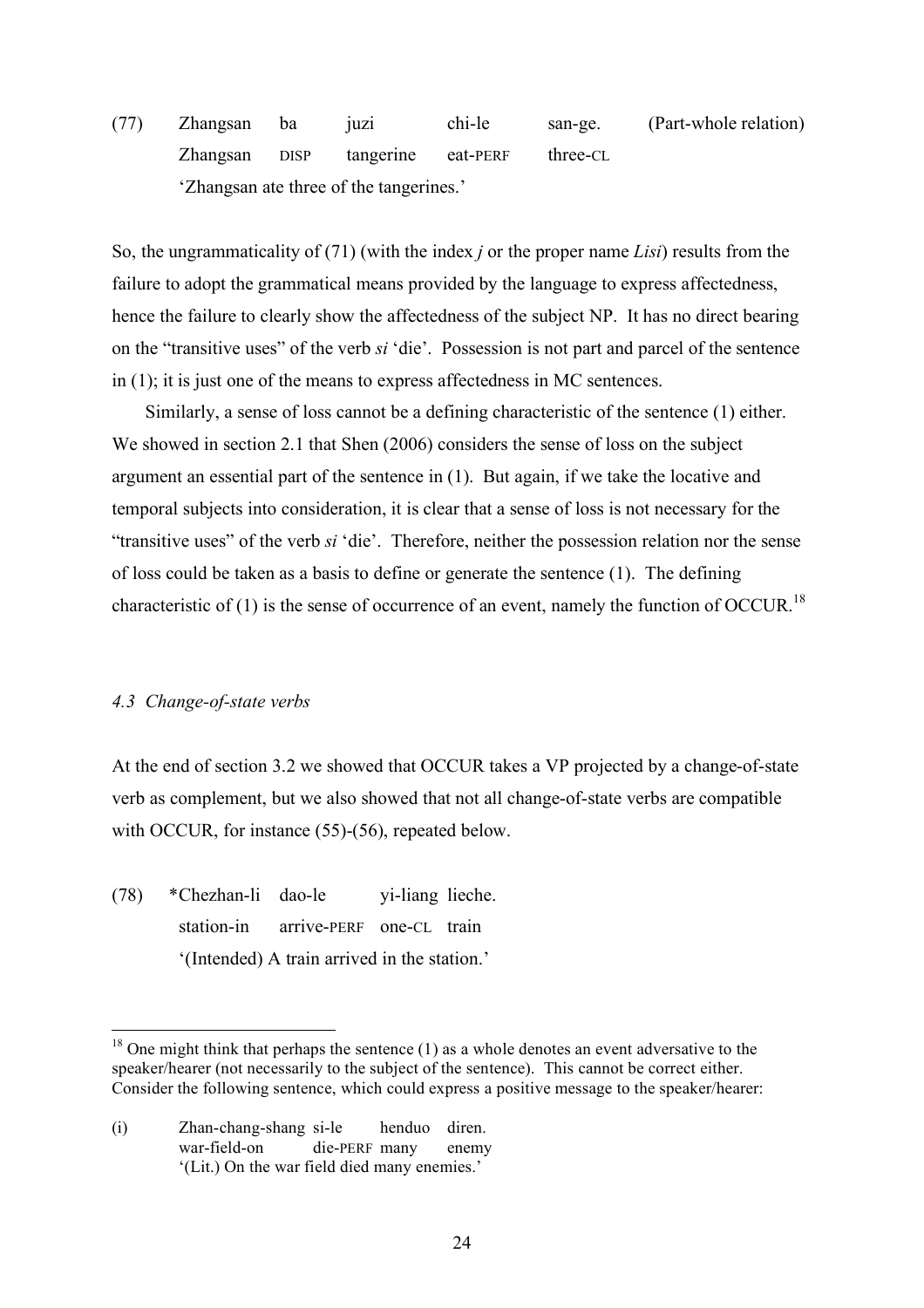(77) Zhangsan ba juzi chi-le san-ge. (Part-whole relation)
Zhangsan DISP tangerine eat-PERF three-CL
'Zhangsan ate three of the tangerines.'

So, the ungrammaticality of (71) (with the index *j* or the proper name *Lisi*) results from the failure to adopt the grammatical means provided by the language to express affectedness, hence the failure to clearly show the affectedness of the subject NP. It has no direct bearing on the "transitive uses" of the verb *si* 'die'. Possession is not part and parcel of the sentence in (1); it is just one of the means to express affectedness in MC sentences.

Similarly, a sense of loss cannot be a defining characteristic of the sentence (1) either. We showed in section 2.1 that Shen (2006) considers the sense of loss on the subject argument an essential part of the sentence in (1). But again, if we take the locative and temporal subjects into consideration, it is clear that a sense of loss is not necessary for the "transitive uses" of the verb *si* 'die'. Therefore, neither the possession relation nor the sense of loss could be taken as a basis to define or generate the sentence (1). The defining characteristic of (1) is the sense of occurrence of an event, namely the function of OCCUR.[18]

### *4.3 Change-of-state verbs*

At the end of section 3.2 we showed that OCCUR takes a VP projected by a change-of-state verb as complement, but we also showed that not all change-of-state verbs are compatible with OCCUR, for instance (55)-(56), repeated below.

(78) \*Chezhan-li dao-le yi-liang lieche.
station-in arrive-PERF one-CL train
'(Intended) A train arrived in the station.'

[18] One might think that perhaps the sentence (1) as a whole denotes an event adversative to the speaker/hearer (not necessarily to the subject of the sentence). This cannot be correct either. Consider the following sentence, which could express a positive message to the speaker/hearer:

(i) Zhan-chang-shang si-le henduo diren.
war-field-on die-PERF many enemy
'(Lit.) On the war field died many enemies.'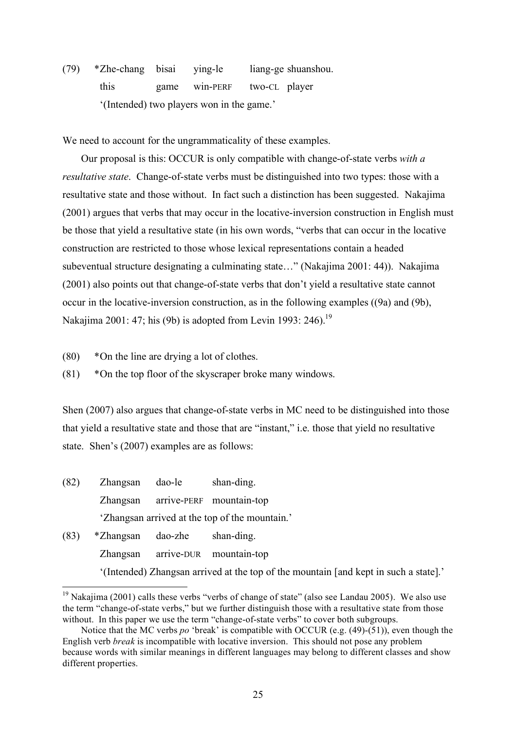(79) *Zhe-chang bisai ying-le liang-ge shuanshou.
     this game win-PERF two-CL player
     '(Intended) two players won in the game.'

We need to account for the ungrammaticality of these examples.

Our proposal is this: OCCUR is only compatible with change-of-state verbs *with a resultative state*. Change-of-state verbs must be distinguished into two types: those with a resultative state and those without. In fact such a distinction has been suggested. Nakajima (2001) argues that verbs that may occur in the locative-inversion construction in English must be those that yield a resultative state (in his own words, "verbs that can occur in the locative construction are restricted to those whose lexical representations contain a headed subeventual structure designating a culminating state…" (Nakajima 2001: 44)). Nakajima (2001) also points out that change-of-state verbs that don't yield a resultative state cannot occur in the locative-inversion construction, as in the following examples ((9a) and (9b), Nakajima 2001: 47; his (9b) is adopted from Levin 1993: 246).[19]

(80) *On the line are drying a lot of clothes.

(81) *On the top floor of the skyscraper broke many windows.

Shen (2007) also argues that change-of-state verbs in MC need to be distinguished into those that yield a resultative state and those that are "instant," i.e. those that yield no resultative state. Shen's (2007) examples are as follows:

(82) Zhangsan dao-le shan-ding.
     Zhangsan arrive-PERF mountain-top
     'Zhangsan arrived at the top of the mountain.'

(83) *Zhangsan dao-zhe shan-ding.
     Zhangsan arrive-DUR mountain-top
     '(Intended) Zhangsan arrived at the top of the mountain [and kept in such a state].'

---

[19] Nakajima (2001) calls these verbs "verbs of change of state" (also see Landau 2005). We also use the term "change-of-state verbs," but we further distinguish those with a resultative state from those without. In this paper we use the term "change-of-state verbs" to cover both subgroups.

Notice that the MC verbs *po* 'break' is compatible with OCCUR (e.g. (49)-(51)), even though the English verb *break* is incompatible with locative inversion. This should not pose any problem because words with similar meanings in different languages may belong to different classes and show different properties.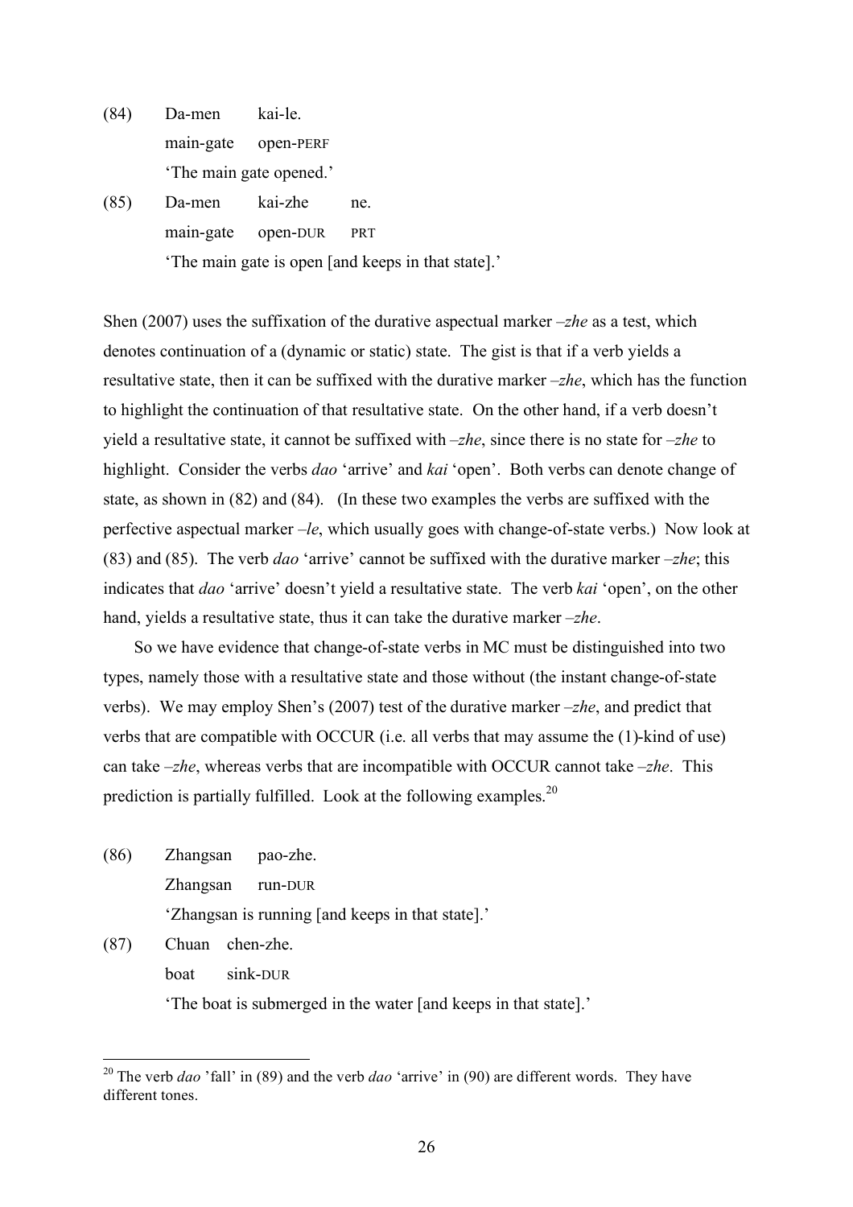(84) Da-men kai-le.
main-gate open-PERF
'The main gate opened.'

(85) Da-men kai-zhe ne.
main-gate open-DUR PRT
'The main gate is open [and keeps in that state].'

Shen (2007) uses the suffixation of the durative aspectual marker *–zhe* as a test, which denotes continuation of a (dynamic or static) state. The gist is that if a verb yields a resultative state, then it can be suffixed with the durative marker *–zhe*, which has the function to highlight the continuation of that resultative state. On the other hand, if a verb doesn't yield a resultative state, it cannot be suffixed with *–zhe*, since there is no state for *–zhe* to highlight. Consider the verbs *dao* 'arrive' and *kai* 'open'. Both verbs can denote change of state, as shown in (82) and (84). (In these two examples the verbs are suffixed with the perfective aspectual marker *–le*, which usually goes with change-of-state verbs.) Now look at (83) and (85). The verb *dao* 'arrive' cannot be suffixed with the durative marker *–zhe*; this indicates that *dao* 'arrive' doesn't yield a resultative state. The verb *kai* 'open', on the other hand, yields a resultative state, thus it can take the durative marker *–zhe*.

So we have evidence that change-of-state verbs in MC must be distinguished into two types, namely those with a resultative state and those without (the instant change-of-state verbs). We may employ Shen's (2007) test of the durative marker *–zhe*, and predict that verbs that are compatible with OCCUR (i.e. all verbs that may assume the (1)-kind of use) can take *–zhe*, whereas verbs that are incompatible with OCCUR cannot take *–zhe*. This prediction is partially fulfilled. Look at the following examples.[20]

(86) Zhangsan pao-zhe.
Zhangsan run-DUR
'Zhangsan is running [and keeps in that state].'

(87) Chuan chen-zhe.
boat sink-DUR
'The boat is submerged in the water [and keeps in that state].'

[20] The verb *dao* 'fall' in (89) and the verb *dao* 'arrive' in (90) are different words. They have different tones.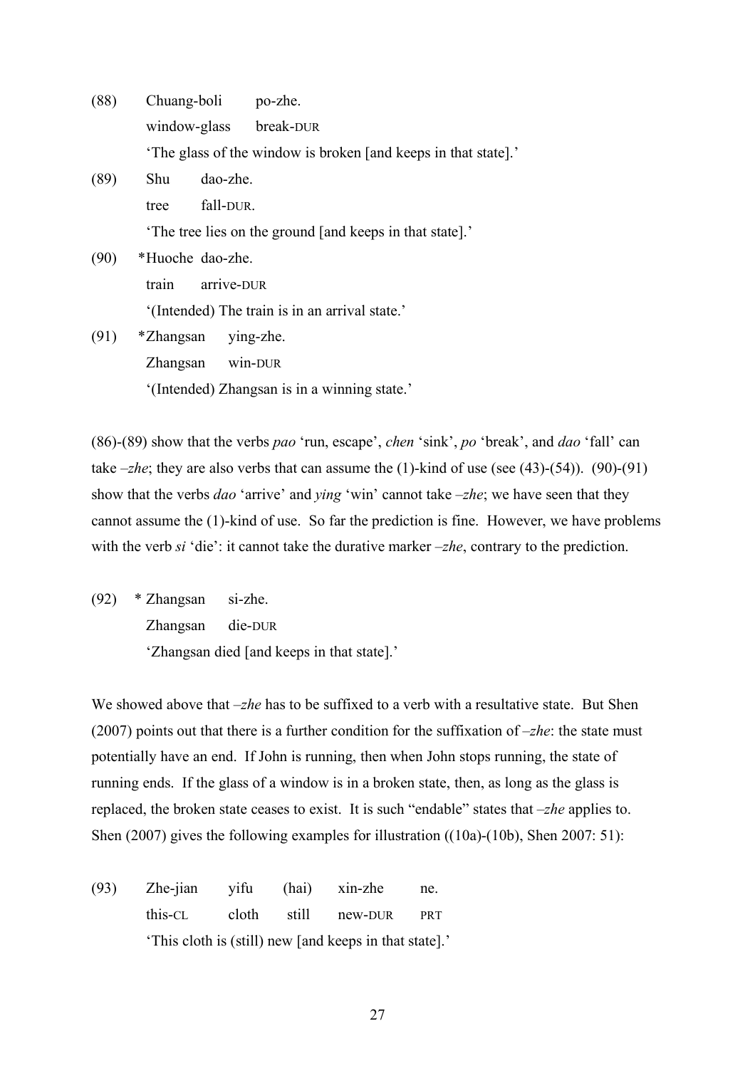(88) Chuang-boli po-zhe.
window-glass break-DUR
'The glass of the window is broken [and keeps in that state].'

(89) Shu dao-zhe.
tree fall-DUR.
'The tree lies on the ground [and keeps in that state].'

(90) *Huoche dao-zhe.
train arrive-DUR
'(Intended) The train is in an arrival state.'

(91) *Zhangsan ying-zhe.
Zhangsan win-DUR
'(Intended) Zhangsan is in a winning state.'

(86)-(89) show that the verbs *pao* 'run, escape', *chen* 'sink', *po* 'break', and *dao* 'fall' can take *–zhe*; they are also verbs that can assume the (1)-kind of use (see (43)-(54)). (90)-(91) show that the verbs *dao* 'arrive' and *ying* 'win' cannot take *–zhe*; we have seen that they cannot assume the (1)-kind of use. So far the prediction is fine. However, we have problems with the verb *si* 'die': it cannot take the durative marker *–zhe*, contrary to the prediction.

(92) * Zhangsan si-zhe.
Zhangsan die-DUR
'Zhangsan died [and keeps in that state].'

We showed above that *–zhe* has to be suffixed to a verb with a resultative state. But Shen (2007) points out that there is a further condition for the suffixation of *–zhe*: the state must potentially have an end. If John is running, then when John stops running, the state of running ends. If the glass of a window is in a broken state, then, as long as the glass is replaced, the broken state ceases to exist. It is such "endable" states that *–zhe* applies to. Shen (2007) gives the following examples for illustration ((10a)-(10b), Shen 2007: 51):

(93) Zhe-jian yifu (hai) xin-zhe ne.
this-CL cloth still new-DUR PRT
'This cloth is (still) new [and keeps in that state].'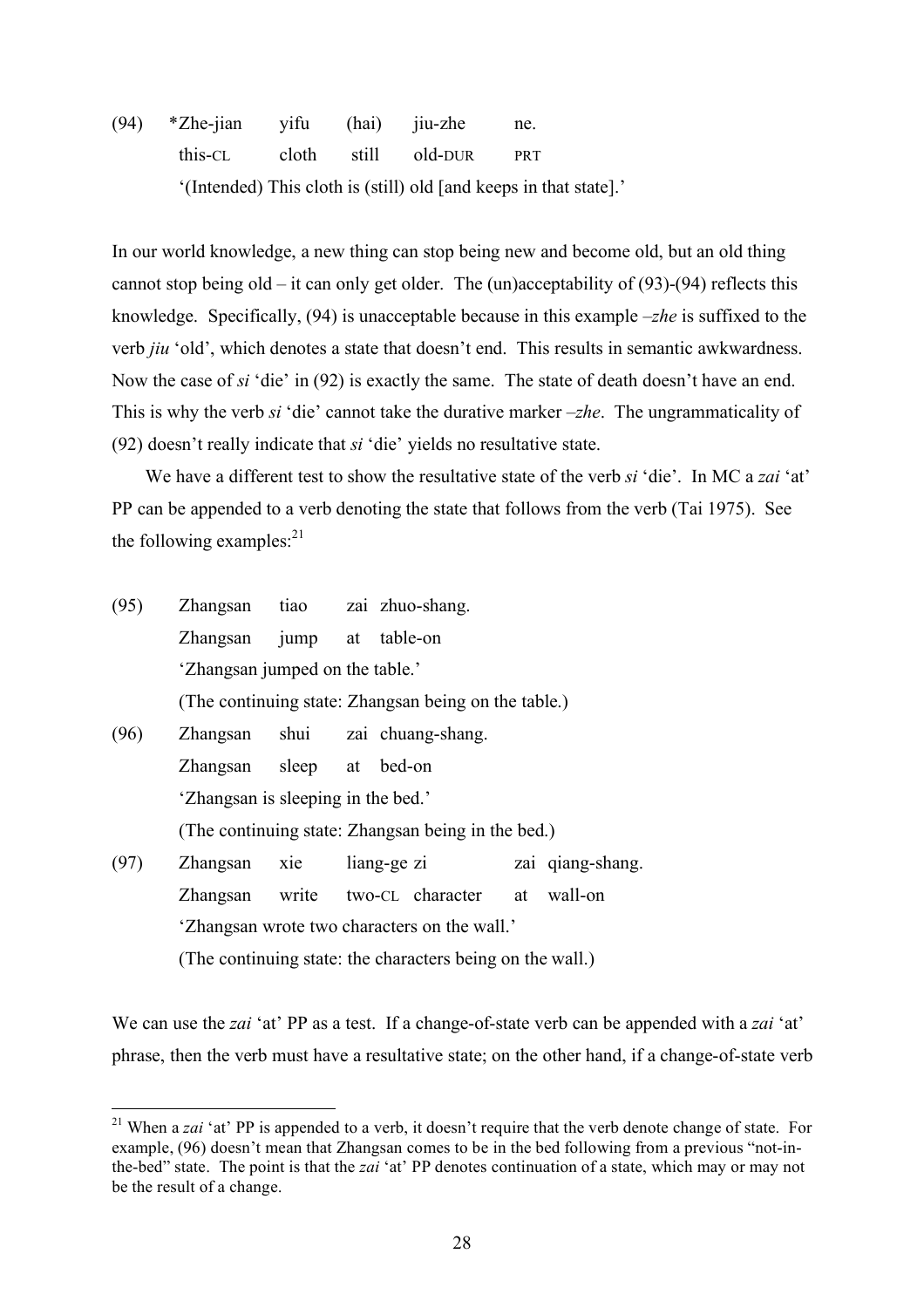(94) *Zhe-jian yifu (hai) jiu-zhe ne.
     this-CL cloth still old-DUR PRT
     '(Intended) This cloth is (still) old [and keeps in that state].'

In our world knowledge, a new thing can stop being new and become old, but an old thing cannot stop being old – it can only get older. The (un)acceptability of (93)-(94) reflects this knowledge. Specifically, (94) is unacceptable because in this example *–zhe* is suffixed to the verb *jiu* 'old', which denotes a state that doesn't end. This results in semantic awkwardness. Now the case of *si* 'die' in (92) is exactly the same. The state of death doesn't have an end. This is why the verb *si* 'die' cannot take the durative marker *–zhe*. The ungrammaticality of (92) doesn't really indicate that *si* 'die' yields no resultative state.

We have a different test to show the resultative state of the verb *si* 'die'. In MC a *zai* 'at' PP can be appended to a verb denoting the state that follows from the verb (Tai 1975). See the following examples:[21]

(95) Zhangsan tiao zai zhuo-shang.
     Zhangsan jump at table-on
     'Zhangsan jumped on the table.'
     (The continuing state: Zhangsan being on the table.)

(96) Zhangsan shui zai chuang-shang.
     Zhangsan sleep at bed-on
     'Zhangsan is sleeping in the bed.'
     (The continuing state: Zhangsan being in the bed.)

(97) Zhangsan xie liang-ge zi zai qiang-shang.
     Zhangsan write two-CL character at wall-on
     'Zhangsan wrote two characters on the wall.'
     (The continuing state: the characters being on the wall.)

We can use the *zai* 'at' PP as a test. If a change-of-state verb can be appended with a *zai* 'at' phrase, then the verb must have a resultative state; on the other hand, if a change-of-state verb

[21] When a *zai* 'at' PP is appended to a verb, it doesn't require that the verb denote change of state. For example, (96) doesn't mean that Zhangsan comes to be in the bed following from a previous "not-in-the-bed" state. The point is that the *zai* 'at' PP denotes continuation of a state, which may or may not be the result of a change.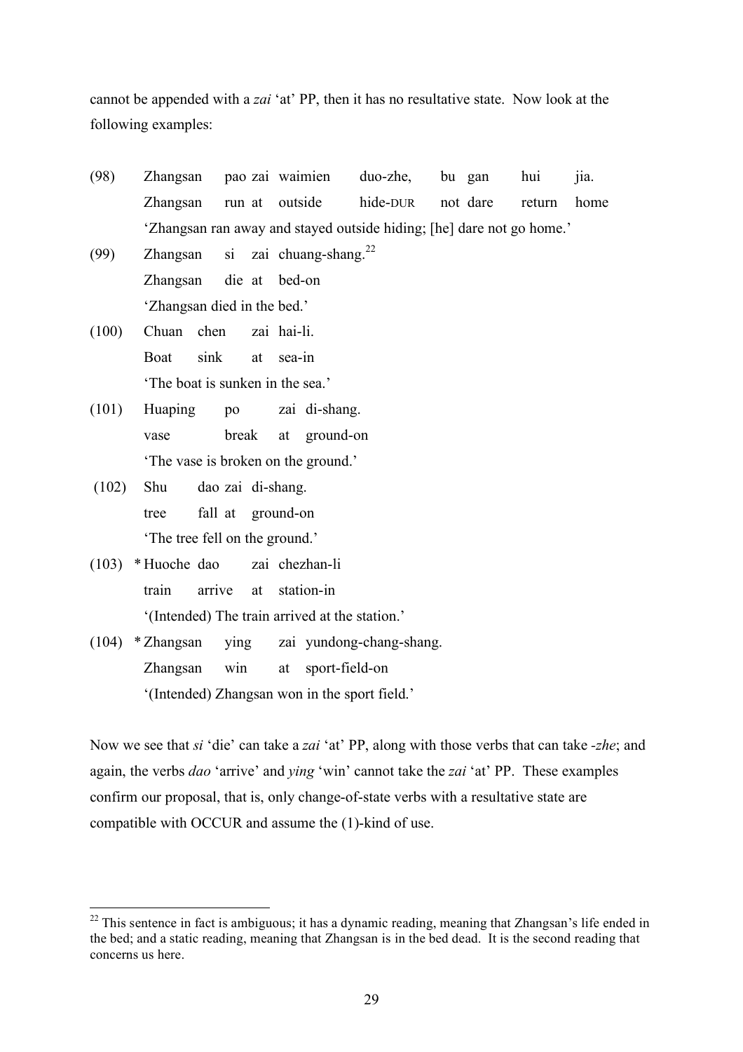cannot be appended with a *zai* 'at' PP, then it has no resultative state. Now look at the following examples:

(98) Zhangsan pao zai waimien duo-zhe, bu gan hui jia.
 Zhangsan run at outside hide-DUR not dare return home
 'Zhangsan ran away and stayed outside hiding; [he] dare not go home.'

(99) Zhangsan si zai chuang-shang.[22]
 Zhangsan die at bed-on
 'Zhangsan died in the bed.'

(100) Chuan chen zai hai-li.
 Boat sink at sea-in
 'The boat is sunken in the sea.'

(101) Huaping po zai di-shang.
 vase break at ground-on
 'The vase is broken on the ground.'

(102) Shu dao zai di-shang.
 tree fall at ground-on
 'The tree fell on the ground.'

(103) * Huoche dao zai chezhan-li
 train arrive at station-in
 '(Intended) The train arrived at the station.'

(104) * Zhangsan ying zai yundong-chang-shang.
 Zhangsan win at sport-field-on
 '(Intended) Zhangsan won in the sport field.'

Now we see that *si* 'die' can take a *zai* 'at' PP, along with those verbs that can take *-zhe*; and again, the verbs *dao* 'arrive' and *ying* 'win' cannot take the *zai* 'at' PP. These examples confirm our proposal, that is, only change-of-state verbs with a resultative state are compatible with OCCUR and assume the (1)-kind of use.

---

[22] This sentence in fact is ambiguous; it has a dynamic reading, meaning that Zhangsan's life ended in the bed; and a static reading, meaning that Zhangsan is in the bed dead. It is the second reading that concerns us here.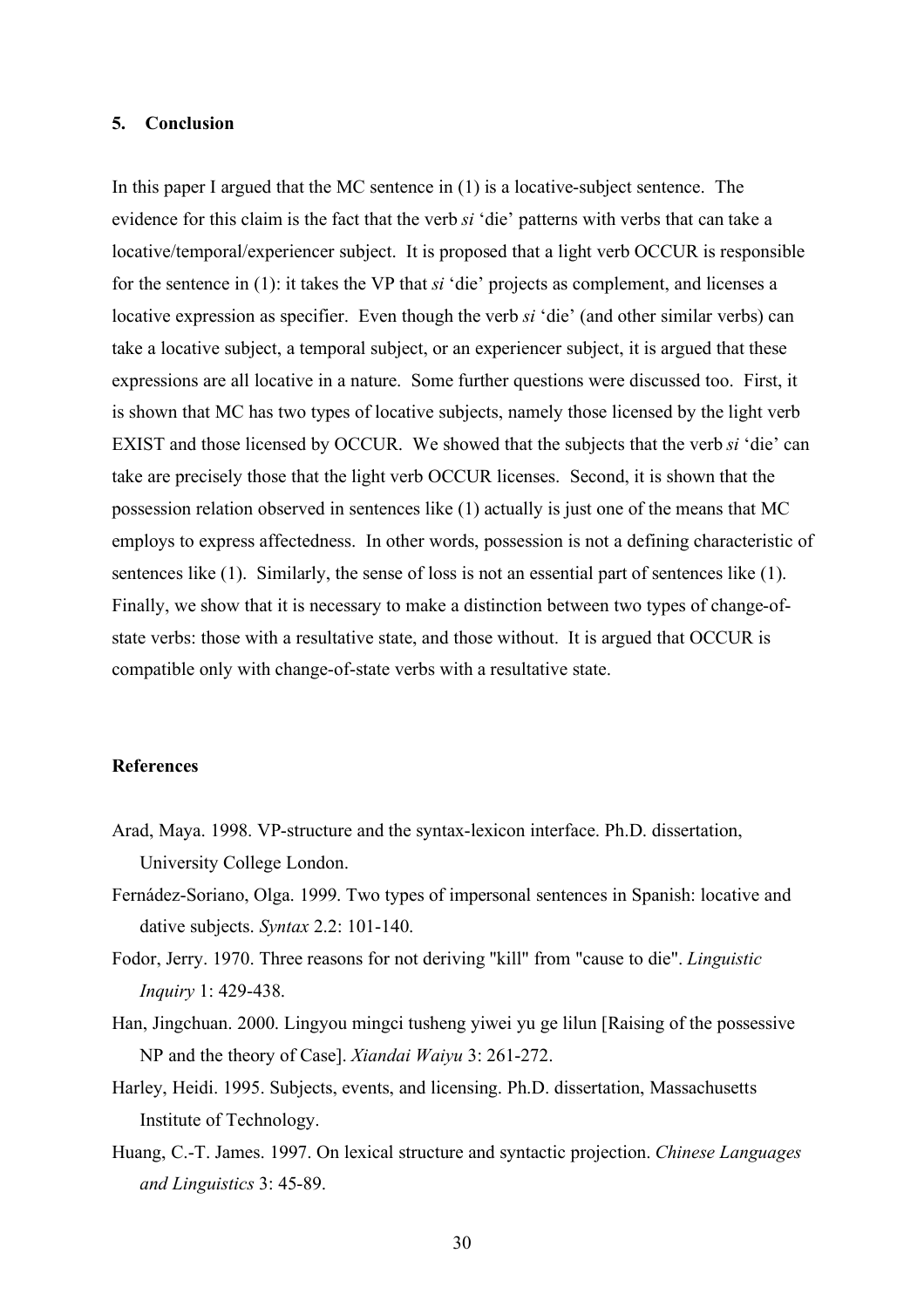## 5. Conclusion

In this paper I argued that the MC sentence in (1) is a locative-subject sentence. The evidence for this claim is the fact that the verb *si* 'die' patterns with verbs that can take a locative/temporal/experiencer subject. It is proposed that a light verb OCCUR is responsible for the sentence in (1): it takes the VP that *si* 'die' projects as complement, and licenses a locative expression as specifier. Even though the verb *si* 'die' (and other similar verbs) can take a locative subject, a temporal subject, or an experiencer subject, it is argued that these expressions are all locative in a nature. Some further questions were discussed too. First, it is shown that MC has two types of locative subjects, namely those licensed by the light verb EXIST and those licensed by OCCUR. We showed that the subjects that the verb *si* 'die' can take are precisely those that the light verb OCCUR licenses. Second, it is shown that the possession relation observed in sentences like (1) actually is just one of the means that MC employs to express affectedness. In other words, possession is not a defining characteristic of sentences like (1). Similarly, the sense of loss is not an essential part of sentences like (1). Finally, we show that it is necessary to make a distinction between two types of change-of-state verbs: those with a resultative state, and those without. It is argued that OCCUR is compatible only with change-of-state verbs with a resultative state.

## References

Arad, Maya. 1998. VP-structure and the syntax-lexicon interface. Ph.D. dissertation, University College London.

Fernádez-Soriano, Olga. 1999. Two types of impersonal sentences in Spanish: locative and dative subjects. *Syntax* 2.2: 101-140.

Fodor, Jerry. 1970. Three reasons for not deriving "kill" from "cause to die". *Linguistic Inquiry* 1: 429-438.

Han, Jingchuan. 2000. Lingyou mingci tusheng yiwei yu ge lilun [Raising of the possessive NP and the theory of Case]. *Xiandai Waiyu* 3: 261-272.

Harley, Heidi. 1995. Subjects, events, and licensing. Ph.D. dissertation, Massachusetts Institute of Technology.

Huang, C.-T. James. 1997. On lexical structure and syntactic projection. *Chinese Languages and Linguistics* 3: 45-89.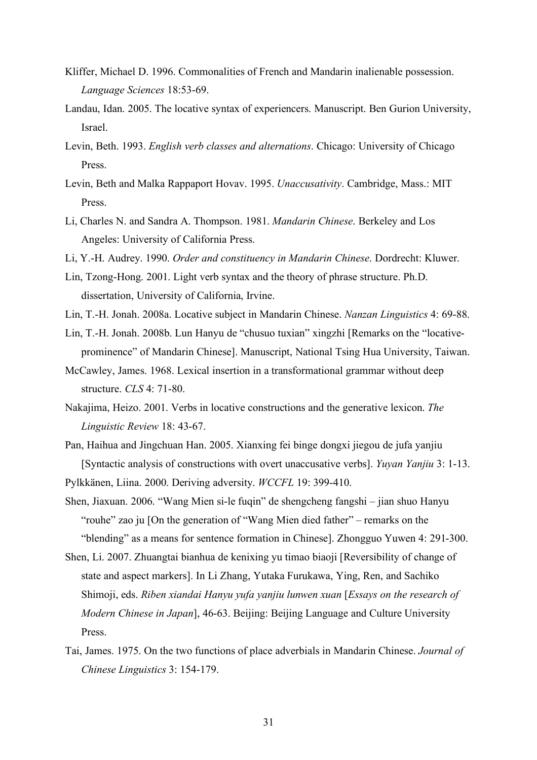Kliffer, Michael D. 1996. Commonalities of French and Mandarin inalienable possession. *Language Sciences* 18:53-69.

Landau, Idan. 2005. The locative syntax of experiencers. Manuscript. Ben Gurion University, Israel.

Levin, Beth. 1993. *English verb classes and alternations*. Chicago: University of Chicago Press.

Levin, Beth and Malka Rappaport Hovav. 1995. *Unaccusativity*. Cambridge, Mass.: MIT Press.

Li, Charles N. and Sandra A. Thompson. 1981. *Mandarin Chinese*. Berkeley and Los Angeles: University of California Press.

Li, Y.-H. Audrey. 1990. *Order and constituency in Mandarin Chinese*. Dordrecht: Kluwer.

Lin, Tzong-Hong. 2001. Light verb syntax and the theory of phrase structure. Ph.D. dissertation, University of California, Irvine.

Lin, T.-H. Jonah. 2008a. Locative subject in Mandarin Chinese. *Nanzan Linguistics* 4: 69-88.

Lin, T.-H. Jonah. 2008b. Lun Hanyu de "chusuo tuxian" xingzhi [Remarks on the "locative-prominence" of Mandarin Chinese]. Manuscript, National Tsing Hua University, Taiwan.

McCawley, James. 1968. Lexical insertion in a transformational grammar without deep structure. *CLS* 4: 71-80.

Nakajima, Heizo. 2001. Verbs in locative constructions and the generative lexicon. *The Linguistic Review* 18: 43-67.

Pan, Haihua and Jingchuan Han. 2005. Xianxing fei binge dongxi jiegou de jufa yanjiu [Syntactic analysis of constructions with overt unaccusative verbs]. *Yuyan Yanjiu* 3: 1-13.

Pylkkänen, Liina. 2000. Deriving adversity. *WCCFL* 19: 399-410.

Shen, Jiaxuan. 2006. "Wang Mien si-le fuqin" de shengcheng fangshi – jian shuo Hanyu "rouhe" zao ju [On the generation of "Wang Mien died father" – remarks on the "blending" as a means for sentence formation in Chinese]. Zhongguo Yuwen 4: 291-300.

Shen, Li. 2007. Zhuangtai bianhua de kenixing yu timao biaoji [Reversibility of change of state and aspect markers]. In Li Zhang, Yutaka Furukawa, Ying, Ren, and Sachiko Shimoji, eds. *Riben xiandai Hanyu yufa yanjiu lunwen xuan* [*Essays on the research of Modern Chinese in Japan*], 46-63. Beijing: Beijing Language and Culture University Press.

Tai, James. 1975. On the two functions of place adverbials in Mandarin Chinese. *Journal of Chinese Linguistics* 3: 154-179.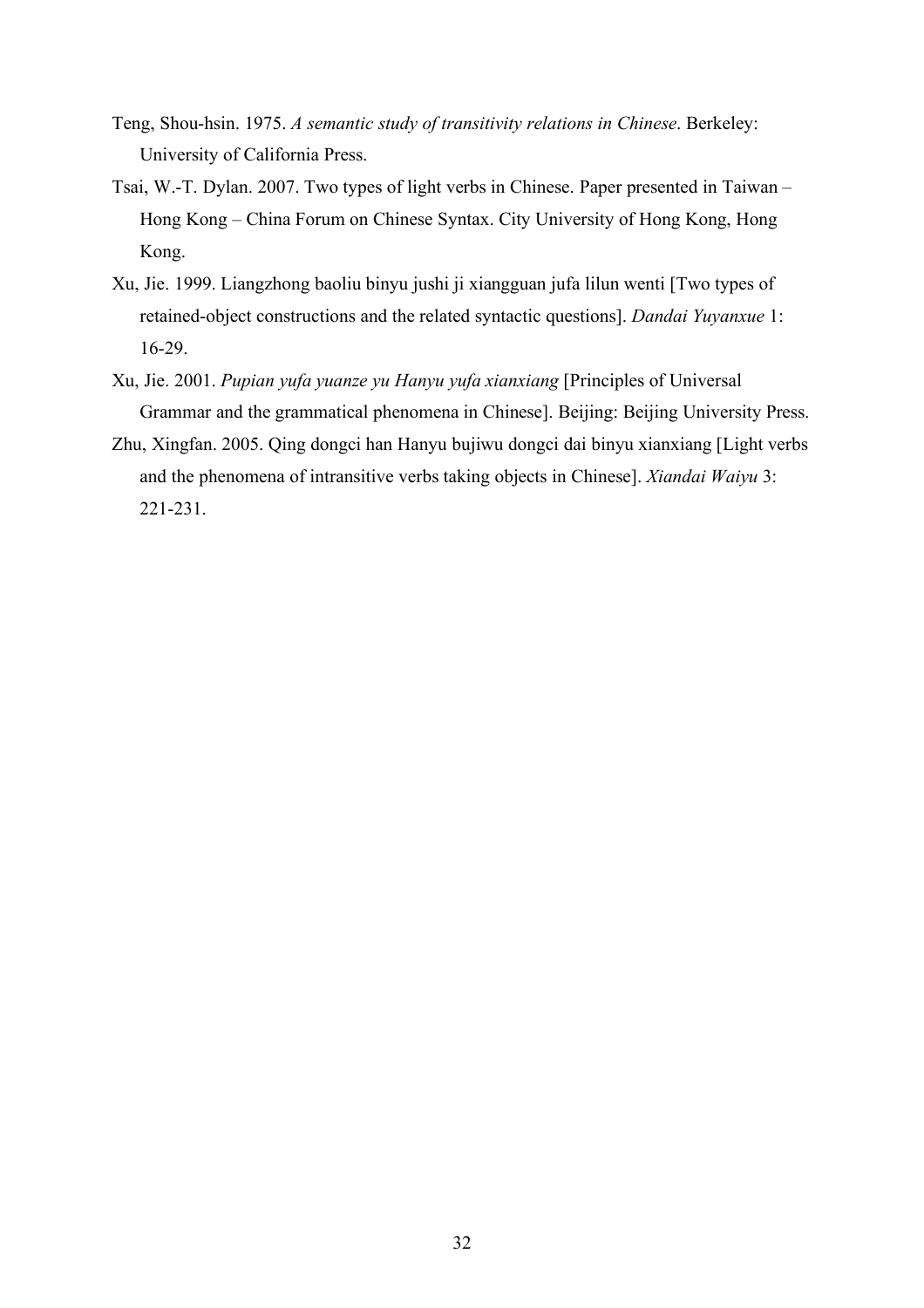Teng, Shou-hsin. 1975. *A semantic study of transitivity relations in Chinese*. Berkeley: University of California Press.

Tsai, W.-T. Dylan. 2007. Two types of light verbs in Chinese. Paper presented in Taiwan – Hong Kong – China Forum on Chinese Syntax. City University of Hong Kong, Hong Kong.

Xu, Jie. 1999. Liangzhong baoliu binyu jushi ji xiangguan jufa lilun wenti [Two types of retained-object constructions and the related syntactic questions]. *Dandai Yuyanxue* 1: 16-29.

Xu, Jie. 2001. *Pupian yufa yuanze yu Hanyu yufa xianxiang* [Principles of Universal Grammar and the grammatical phenomena in Chinese]. Beijing: Beijing University Press.

Zhu, Xingfan. 2005. Qing dongci han Hanyu bujiwu dongci dai binyu xianxiang [Light verbs and the phenomena of intransitive verbs taking objects in Chinese]. *Xiandai Waiyu* 3: 221-231.